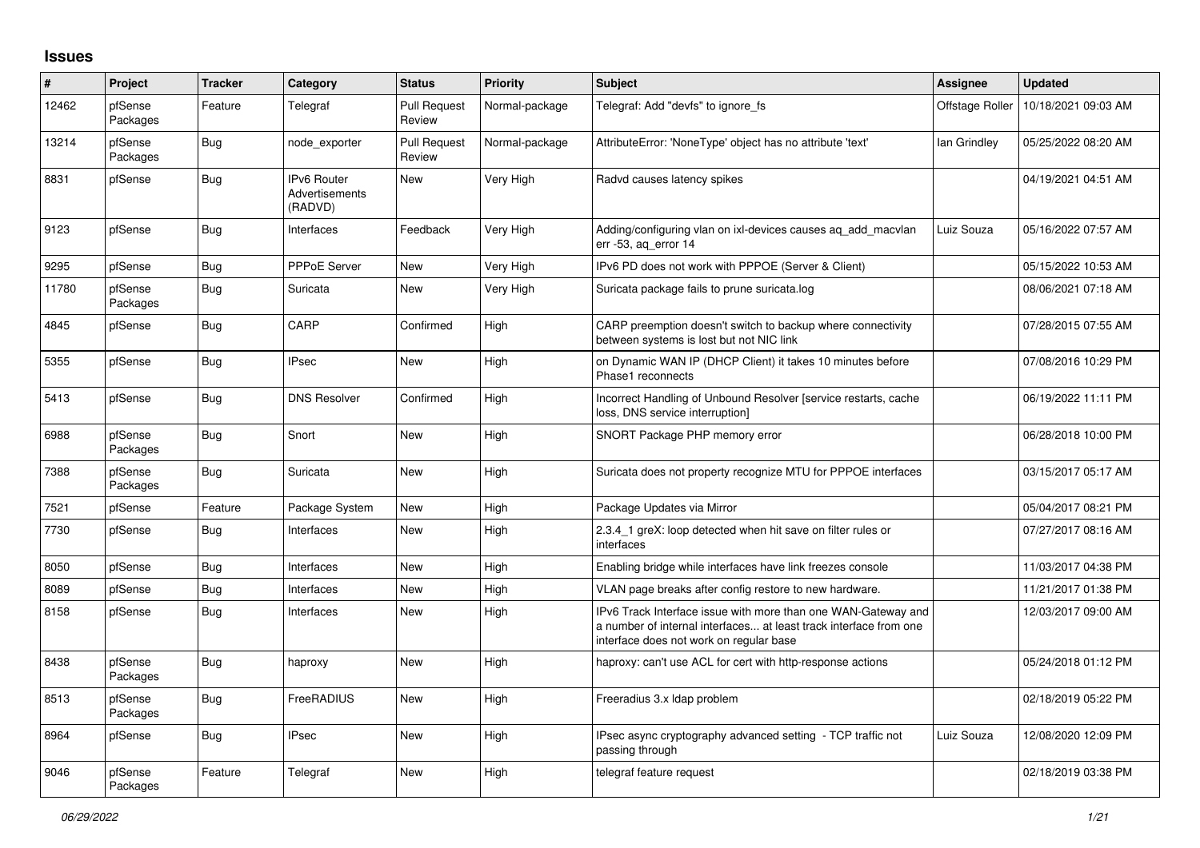# Issues

| # | Project | Tracker | Category | Status | Priority | Subject | Assignee | Updated |
|---|---|---|---|---|---|---|---|---|
| 12462 | pfSense Packages | Feature | Telegraf | Pull Request Review | Normal-package | Telegraf: Add "devfs" to ignore_fs | Offstage Roller | 10/18/2021 09:03 AM |
| 13214 | pfSense Packages | Bug | node_exporter | Pull Request Review | Normal-package | AttributeError: 'NoneType' object has no attribute 'text' | Ian Grindley | 05/25/2022 08:20 AM |
| 8831 | pfSense | Bug | IPv6 Router Advertisements (RADVD) | New | Very High | Radvd causes latency spikes | | 04/19/2021 04:51 AM |
| 9123 | pfSense | Bug | Interfaces | Feedback | Very High | Adding/configuring vlan on ixl-devices causes aq_add_macvlan err -53, aq_error 14 | Luiz Souza | 05/16/2022 07:57 AM |
| 9295 | pfSense | Bug | PPPoE Server | New | Very High | IPv6 PD does not work with PPPOE (Server & Client) | | 05/15/2022 10:53 AM |
| 11780 | pfSense Packages | Bug | Suricata | New | Very High | Suricata package fails to prune suricata.log | | 08/06/2021 07:18 AM |
| 4845 | pfSense | Bug | CARP | Confirmed | High | CARP preemption doesn't switch to backup where connectivity between systems is lost but not NIC link | | 07/28/2015 07:55 AM |
| 5355 | pfSense | Bug | IPsec | New | High | on Dynamic WAN IP (DHCP Client) it takes 10 minutes before Phase1 reconnects | | 07/08/2016 10:29 PM |
| 5413 | pfSense | Bug | DNS Resolver | Confirmed | High | Incorrect Handling of Unbound Resolver [service restarts, cache loss, DNS service interruption] | | 06/19/2022 11:11 PM |
| 6988 | pfSense Packages | Bug | Snort | New | High | SNORT Package PHP memory error | | 06/28/2018 10:00 PM |
| 7388 | pfSense Packages | Bug | Suricata | New | High | Suricata does not property recognize MTU for PPPOE interfaces | | 03/15/2017 05:17 AM |
| 7521 | pfSense | Feature | Package System | New | High | Package Updates via Mirror | | 05/04/2017 08:21 PM |
| 7730 | pfSense | Bug | Interfaces | New | High | 2.3.4_1 greX: loop detected when hit save on filter rules or interfaces | | 07/27/2017 08:16 AM |
| 8050 | pfSense | Bug | Interfaces | New | High | Enabling bridge while interfaces have link freezes console | | 11/03/2017 04:38 PM |
| 8089 | pfSense | Bug | Interfaces | New | High | VLAN page breaks after config restore to new hardware. | | 11/21/2017 01:38 PM |
| 8158 | pfSense | Bug | Interfaces | New | High | IPv6 Track Interface issue with more than one WAN-Gateway and a number of internal interfaces... at least track interface from one interface does not work on regular base | | 12/03/2017 09:00 AM |
| 8438 | pfSense Packages | Bug | haproxy | New | High | haproxy: can't use ACL for cert with http-response actions | | 05/24/2018 01:12 PM |
| 8513 | pfSense Packages | Bug | FreeRADIUS | New | High | Freeradius 3.x ldap problem | | 02/18/2019 05:22 PM |
| 8964 | pfSense | Bug | IPsec | New | High | IPsec async cryptography advanced setting - TCP traffic not passing through | Luiz Souza | 12/08/2020 12:09 PM |
| 9046 | pfSense Packages | Feature | Telegraf | New | High | telegraf feature request | | 02/18/2019 03:38 PM |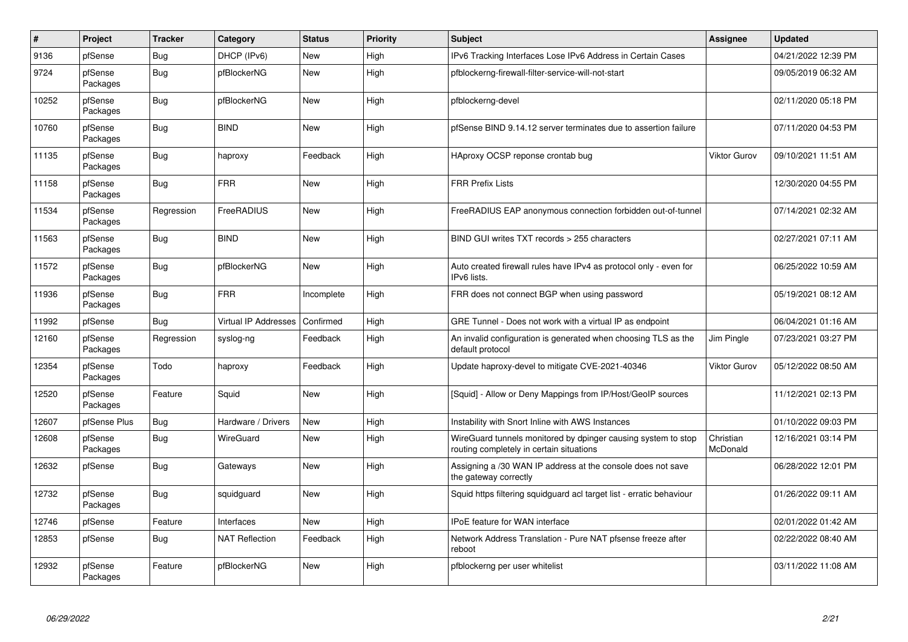| # | Project | Tracker | Category | Status | Priority | Subject | Assignee | Updated |
|---|---|---|---|---|---|---|---|---|
| 9136 | pfSense | Bug | DHCP (IPv6) | New | High | IPv6 Tracking Interfaces Lose IPv6 Address in Certain Cases | | 04/21/2022 12:39 PM |
| 9724 | pfSense Packages | Bug | pfBlockerNG | New | High | pfblockerng-firewall-filter-service-will-not-start | | 09/05/2019 06:32 AM |
| 10252 | pfSense Packages | Bug | pfBlockerNG | New | High | pfblockerng-devel | | 02/11/2020 05:18 PM |
| 10760 | pfSense Packages | Bug | BIND | New | High | pfSense BIND 9.14.12 server terminates due to assertion failure | | 07/11/2020 04:53 PM |
| 11135 | pfSense Packages | Bug | haproxy | Feedback | High | HAproxy OCSP reponse crontab bug | Viktor Gurov | 09/10/2021 11:51 AM |
| 11158 | pfSense Packages | Bug | FRR | New | High | FRR Prefix Lists | | 12/30/2020 04:55 PM |
| 11534 | pfSense Packages | Regression | FreeRADIUS | New | High | FreeRADIUS EAP anonymous connection forbidden out-of-tunnel | | 07/14/2021 02:32 AM |
| 11563 | pfSense Packages | Bug | BIND | New | High | BIND GUI writes TXT records > 255 characters | | 02/27/2021 07:11 AM |
| 11572 | pfSense Packages | Bug | pfBlockerNG | New | High | Auto created firewall rules have IPv4 as protocol only - even for IPv6 lists. | | 06/25/2022 10:59 AM |
| 11936 | pfSense Packages | Bug | FRR | Incomplete | High | FRR does not connect BGP when using password | | 05/19/2021 08:12 AM |
| 11992 | pfSense | Bug | Virtual IP Addresses | Confirmed | High | GRE Tunnel - Does not work with a virtual IP as endpoint | | 06/04/2021 01:16 AM |
| 12160 | pfSense Packages | Regression | syslog-ng | Feedback | High | An invalid configuration is generated when choosing TLS as the default protocol | Jim Pingle | 07/23/2021 03:27 PM |
| 12354 | pfSense Packages | Todo | haproxy | Feedback | High | Update haproxy-devel to mitigate CVE-2021-40346 | Viktor Gurov | 05/12/2022 08:50 AM |
| 12520 | pfSense Packages | Feature | Squid | New | High | [Squid] - Allow or Deny Mappings from IP/Host/GeoIP sources | | 11/12/2021 02:13 PM |
| 12607 | pfSense Plus | Bug | Hardware / Drivers | New | High | Instability with Snort Inline with AWS Instances | | 01/10/2022 09:03 PM |
| 12608 | pfSense Packages | Bug | WireGuard | New | High | WireGuard tunnels monitored by dpinger causing system to stop routing completely in certain situations | Christian McDonald | 12/16/2021 03:14 PM |
| 12632 | pfSense | Bug | Gateways | New | High | Assigning a /30 WAN IP address at the console does not save the gateway correctly | | 06/28/2022 12:01 PM |
| 12732 | pfSense Packages | Bug | squidguard | New | High | Squid https filtering squidguard acl target list - erratic behaviour | | 01/26/2022 09:11 AM |
| 12746 | pfSense | Feature | Interfaces | New | High | IPoE feature for WAN interface | | 02/01/2022 01:42 AM |
| 12853 | pfSense | Bug | NAT Reflection | Feedback | High | Network Address Translation - Pure NAT pfsense freeze after reboot | | 02/22/2022 08:40 AM |
| 12932 | pfSense Packages | Feature | pfBlockerNG | New | High | pfblockerng per user whitelist | | 03/11/2022 11:08 AM |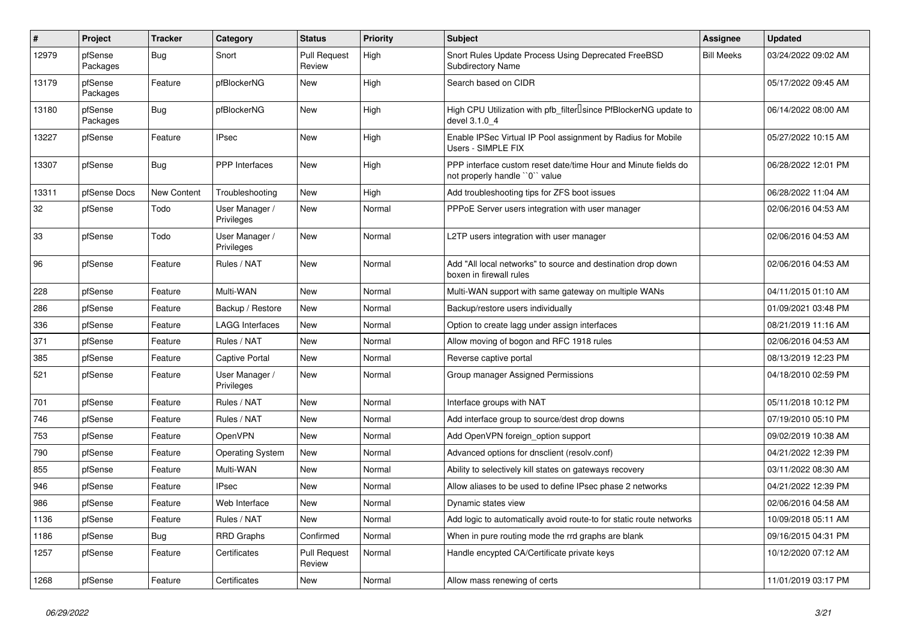| # | Project | Tracker | Category | Status | Priority | Subject | Assignee | Updated |
| --- | --- | --- | --- | --- | --- | --- | --- | --- |
| 12979 | pfSense Packages | Bug | Snort | Pull Request Review | High | Snort Rules Update Process Using Deprecated FreeBSD Subdirectory Name | Bill Meeks | 03/24/2022 09:02 AM |
| 13179 | pfSense Packages | Feature | pfBlockerNG | New | High | Search based on CIDR | | 05/17/2022 09:45 AM |
| 13180 | pfSense Packages | Bug | pfBlockerNG | New | High | High CPU Utilization with pfb_filter since PfBlockerNG update to devel 3.1.0_4 | | 06/14/2022 08:00 AM |
| 13227 | pfSense | Feature | IPsec | New | High | Enable IPSec Virtual IP Pool assignment by Radius for Mobile Users - SIMPLE FIX | | 05/27/2022 10:15 AM |
| 13307 | pfSense | Bug | PPP Interfaces | New | High | PPP interface custom reset date/time Hour and Minute fields do not properly handle ``0`` value | | 06/28/2022 12:01 PM |
| 13311 | pfSense Docs | New Content | Troubleshooting | New | High | Add troubleshooting tips for ZFS boot issues | | 06/28/2022 11:04 AM |
| 32 | pfSense | Todo | User Manager / Privileges | New | Normal | PPPoE Server users integration with user manager | | 02/06/2016 04:53 AM |
| 33 | pfSense | Todo | User Manager / Privileges | New | Normal | L2TP users integration with user manager | | 02/06/2016 04:53 AM |
| 96 | pfSense | Feature | Rules / NAT | New | Normal | Add "All local networks" to source and destination drop down boxen in firewall rules | | 02/06/2016 04:53 AM |
| 228 | pfSense | Feature | Multi-WAN | New | Normal | Multi-WAN support with same gateway on multiple WANs | | 04/11/2015 01:10 AM |
| 286 | pfSense | Feature | Backup / Restore | New | Normal | Backup/restore users individually | | 01/09/2021 03:48 PM |
| 336 | pfSense | Feature | LAGG Interfaces | New | Normal | Option to create lagg under assign interfaces | | 08/21/2019 11:16 AM |
| 371 | pfSense | Feature | Rules / NAT | New | Normal | Allow moving of bogon and RFC 1918 rules | | 02/06/2016 04:53 AM |
| 385 | pfSense | Feature | Captive Portal | New | Normal | Reverse captive portal | | 08/13/2019 12:23 PM |
| 521 | pfSense | Feature | User Manager / Privileges | New | Normal | Group manager Assigned Permissions | | 04/18/2010 02:59 PM |
| 701 | pfSense | Feature | Rules / NAT | New | Normal | Interface groups with NAT | | 05/11/2018 10:12 PM |
| 746 | pfSense | Feature | Rules / NAT | New | Normal | Add interface group to source/dest drop downs | | 07/19/2010 05:10 PM |
| 753 | pfSense | Feature | OpenVPN | New | Normal | Add OpenVPN foreign_option support | | 09/02/2019 10:38 AM |
| 790 | pfSense | Feature | Operating System | New | Normal | Advanced options for dnsclient (resolv.conf) | | 04/21/2022 12:39 PM |
| 855 | pfSense | Feature | Multi-WAN | New | Normal | Ability to selectively kill states on gateways recovery | | 03/11/2022 08:30 AM |
| 946 | pfSense | Feature | IPsec | New | Normal | Allow aliases to be used to define IPsec phase 2 networks | | 04/21/2022 12:39 PM |
| 986 | pfSense | Feature | Web Interface | New | Normal | Dynamic states view | | 02/06/2016 04:58 AM |
| 1136 | pfSense | Feature | Rules / NAT | New | Normal | Add logic to automatically avoid route-to for static route networks | | 10/09/2018 05:11 AM |
| 1186 | pfSense | Bug | RRD Graphs | Confirmed | Normal | When in pure routing mode the rrd graphs are blank | | 09/16/2015 04:31 PM |
| 1257 | pfSense | Feature | Certificates | Pull Request Review | Normal | Handle encypted CA/Certificate private keys | | 10/12/2020 07:12 AM |
| 1268 | pfSense | Feature | Certificates | New | Normal | Allow mass renewing of certs | | 11/01/2019 03:17 PM |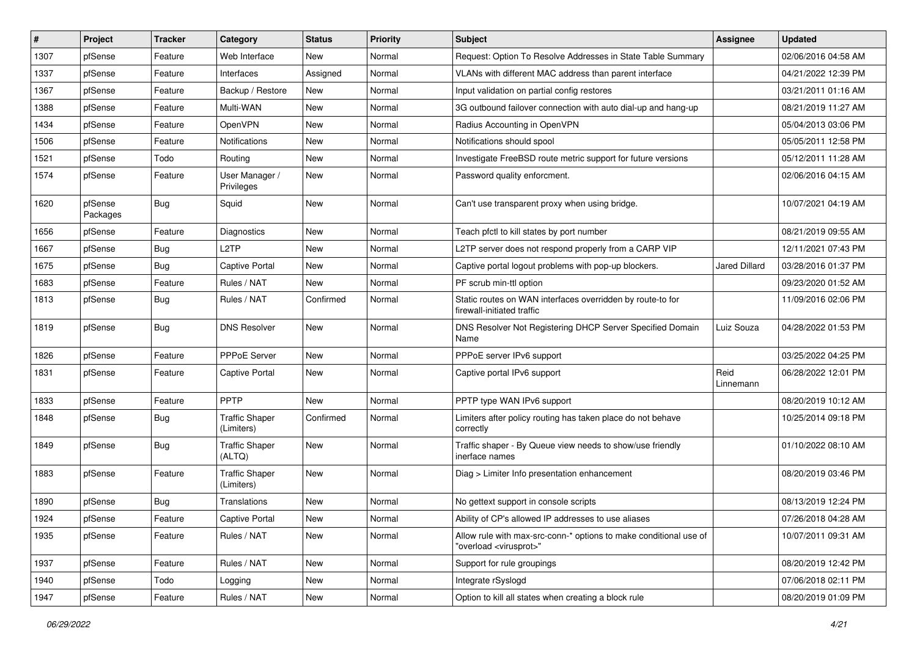| # | Project | Tracker | Category | Status | Priority | Subject | Assignee | Updated |
|---|---|---|---|---|---|---|---|---|
| 1307 | pfSense | Feature | Web Interface | New | Normal | Request: Option To Resolve Addresses in State Table Summary | | 02/06/2016 04:58 AM |
| 1337 | pfSense | Feature | Interfaces | Assigned | Normal | VLANs with different MAC address than parent interface | | 04/21/2022 12:39 PM |
| 1367 | pfSense | Feature | Backup / Restore | New | Normal | Input validation on partial config restores | | 03/21/2011 01:16 AM |
| 1388 | pfSense | Feature | Multi-WAN | New | Normal | 3G outbound failover connection with auto dial-up and hang-up | | 08/21/2019 11:27 AM |
| 1434 | pfSense | Feature | OpenVPN | New | Normal | Radius Accounting in OpenVPN | | 05/04/2013 03:06 PM |
| 1506 | pfSense | Feature | Notifications | New | Normal | Notifications should spool | | 05/05/2011 12:58 PM |
| 1521 | pfSense | Todo | Routing | New | Normal | Investigate FreeBSD route metric support for future versions | | 05/12/2011 11:28 AM |
| 1574 | pfSense | Feature | User Manager / Privileges | New | Normal | Password quality enforcment. | | 02/06/2016 04:15 AM |
| 1620 | pfSense Packages | Bug | Squid | New | Normal | Can't use transparent proxy when using bridge. | | 10/07/2021 04:19 AM |
| 1656 | pfSense | Feature | Diagnostics | New | Normal | Teach pfctl to kill states by port number | | 08/21/2019 09:55 AM |
| 1667 | pfSense | Bug | L2TP | New | Normal | L2TP server does not respond properly from a CARP VIP | | 12/11/2021 07:43 PM |
| 1675 | pfSense | Bug | Captive Portal | New | Normal | Captive portal logout problems with pop-up blockers. | Jared Dillard | 03/28/2016 01:37 PM |
| 1683 | pfSense | Feature | Rules / NAT | New | Normal | PF scrub min-ttl option | | 09/23/2020 01:52 AM |
| 1813 | pfSense | Bug | Rules / NAT | Confirmed | Normal | Static routes on WAN interfaces overridden by route-to for firewall-initiated traffic | | 11/09/2016 02:06 PM |
| 1819 | pfSense | Bug | DNS Resolver | New | Normal | DNS Resolver Not Registering DHCP Server Specified Domain Name | Luiz Souza | 04/28/2022 01:53 PM |
| 1826 | pfSense | Feature | PPPoE Server | New | Normal | PPPoE server IPv6 support | | 03/25/2022 04:25 PM |
| 1831 | pfSense | Feature | Captive Portal | New | Normal | Captive portal IPv6 support | Reid Linnemann | 06/28/2022 12:01 PM |
| 1833 | pfSense | Feature | PPTP | New | Normal | PPTP type WAN IPv6 support | | 08/20/2019 10:12 AM |
| 1848 | pfSense | Bug | Traffic Shaper (Limiters) | Confirmed | Normal | Limiters after policy routing has taken place do not behave correctly | | 10/25/2014 09:18 PM |
| 1849 | pfSense | Bug | Traffic Shaper (ALTQ) | New | Normal | Traffic shaper - By Queue view needs to show/use friendly inerface names | | 01/10/2022 08:10 AM |
| 1883 | pfSense | Feature | Traffic Shaper (Limiters) | New | Normal | Diag > Limiter Info presentation enhancement | | 08/20/2019 03:46 PM |
| 1890 | pfSense | Bug | Translations | New | Normal | No gettext support in console scripts | | 08/13/2019 12:24 PM |
| 1924 | pfSense | Feature | Captive Portal | New | Normal | Ability of CP's allowed IP addresses to use aliases | | 07/26/2018 04:28 AM |
| 1935 | pfSense | Feature | Rules / NAT | New | Normal | Allow rule with max-src-conn-* options to make conditional use of "overload <virusprot>" | | 10/07/2011 09:31 AM |
| 1937 | pfSense | Feature | Rules / NAT | New | Normal | Support for rule groupings | | 08/20/2019 12:42 PM |
| 1940 | pfSense | Todo | Logging | New | Normal | Integrate rSyslogd | | 07/06/2018 02:11 PM |
| 1947 | pfSense | Feature | Rules / NAT | New | Normal | Option to kill all states when creating a block rule | | 08/20/2019 01:09 PM |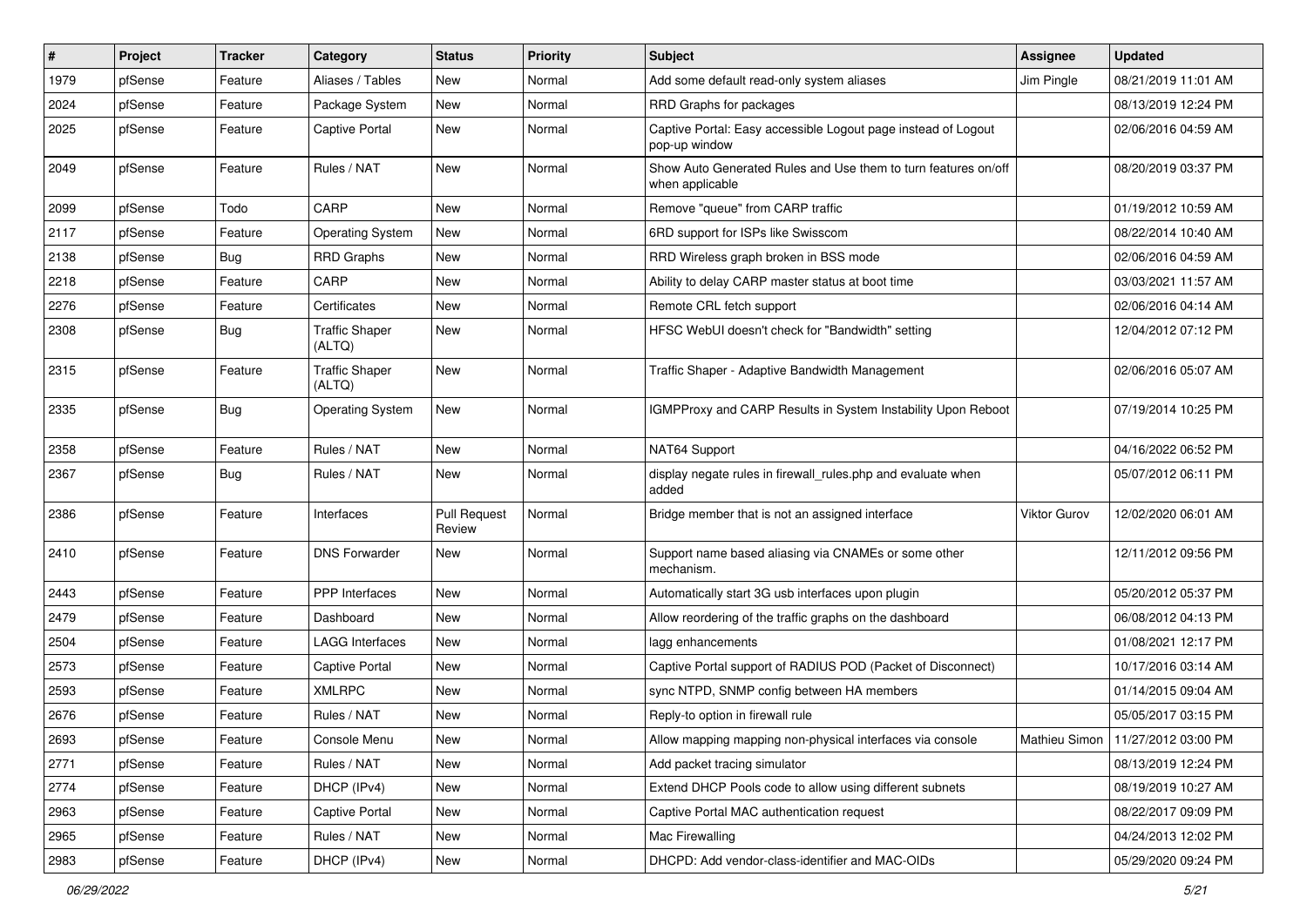| # | Project | Tracker | Category | Status | Priority | Subject | Assignee | Updated |
|---|---|---|---|---|---|---|---|---|
| 1979 | pfSense | Feature | Aliases / Tables | New | Normal | Add some default read-only system aliases | Jim Pingle | 08/21/2019 11:01 AM |
| 2024 | pfSense | Feature | Package System | New | Normal | RRD Graphs for packages | | 08/13/2019 12:24 PM |
| 2025 | pfSense | Feature | Captive Portal | New | Normal | Captive Portal: Easy accessible Logout page instead of Logout pop-up window | | 02/06/2016 04:59 AM |
| 2049 | pfSense | Feature | Rules / NAT | New | Normal | Show Auto Generated Rules and Use them to turn features on/off when applicable | | 08/20/2019 03:37 PM |
| 2099 | pfSense | Todo | CARP | New | Normal | Remove "queue" from CARP traffic | | 01/19/2012 10:59 AM |
| 2117 | pfSense | Feature | Operating System | New | Normal | 6RD support for ISPs like Swisscom | | 08/22/2014 10:40 AM |
| 2138 | pfSense | Bug | RRD Graphs | New | Normal | RRD Wireless graph broken in BSS mode | | 02/06/2016 04:59 AM |
| 2218 | pfSense | Feature | CARP | New | Normal | Ability to delay CARP master status at boot time | | 03/03/2021 11:57 AM |
| 2276 | pfSense | Feature | Certificates | New | Normal | Remote CRL fetch support | | 02/06/2016 04:14 AM |
| 2308 | pfSense | Bug | Traffic Shaper (ALTQ) | New | Normal | HFSC WebUI doesn't check for "Bandwidth" setting | | 12/04/2012 07:12 PM |
| 2315 | pfSense | Feature | Traffic Shaper (ALTQ) | New | Normal | Traffic Shaper - Adaptive Bandwidth Management | | 02/06/2016 05:07 AM |
| 2335 | pfSense | Bug | Operating System | New | Normal | IGMPProxy and CARP Results in System Instability Upon Reboot | | 07/19/2014 10:25 PM |
| 2358 | pfSense | Feature | Rules / NAT | New | Normal | NAT64 Support | | 04/16/2022 06:52 PM |
| 2367 | pfSense | Bug | Rules / NAT | New | Normal | display negate rules in firewall_rules.php and evaluate when added | | 05/07/2012 06:11 PM |
| 2386 | pfSense | Feature | Interfaces | Pull Request Review | Normal | Bridge member that is not an assigned interface | Viktor Gurov | 12/02/2020 06:01 AM |
| 2410 | pfSense | Feature | DNS Forwarder | New | Normal | Support name based aliasing via CNAMEs or some other mechanism. | | 12/11/2012 09:56 PM |
| 2443 | pfSense | Feature | PPP Interfaces | New | Normal | Automatically start 3G usb interfaces upon plugin | | 05/20/2012 05:37 PM |
| 2479 | pfSense | Feature | Dashboard | New | Normal | Allow reordering of the traffic graphs on the dashboard | | 06/08/2012 04:13 PM |
| 2504 | pfSense | Feature | LAGG Interfaces | New | Normal | lagg enhancements | | 01/08/2021 12:17 PM |
| 2573 | pfSense | Feature | Captive Portal | New | Normal | Captive Portal support of RADIUS POD (Packet of Disconnect) | | 10/17/2016 03:14 AM |
| 2593 | pfSense | Feature | XMLRPC | New | Normal | sync NTPD, SNMP config between HA members | | 01/14/2015 09:04 AM |
| 2676 | pfSense | Feature | Rules / NAT | New | Normal | Reply-to option in firewall rule | | 05/05/2017 03:15 PM |
| 2693 | pfSense | Feature | Console Menu | New | Normal | Allow mapping mapping non-physical interfaces via console | Mathieu Simon | 11/27/2012 03:00 PM |
| 2771 | pfSense | Feature | Rules / NAT | New | Normal | Add packet tracing simulator | | 08/13/2019 12:24 PM |
| 2774 | pfSense | Feature | DHCP (IPv4) | New | Normal | Extend DHCP Pools code to allow using different subnets | | 08/19/2019 10:27 AM |
| 2963 | pfSense | Feature | Captive Portal | New | Normal | Captive Portal MAC authentication request | | 08/22/2017 09:09 PM |
| 2965 | pfSense | Feature | Rules / NAT | New | Normal | Mac Firewalling | | 04/24/2013 12:02 PM |
| 2983 | pfSense | Feature | DHCP (IPv4) | New | Normal | DHCPD: Add vendor-class-identifier and MAC-OIDs | | 05/29/2020 09:24 PM |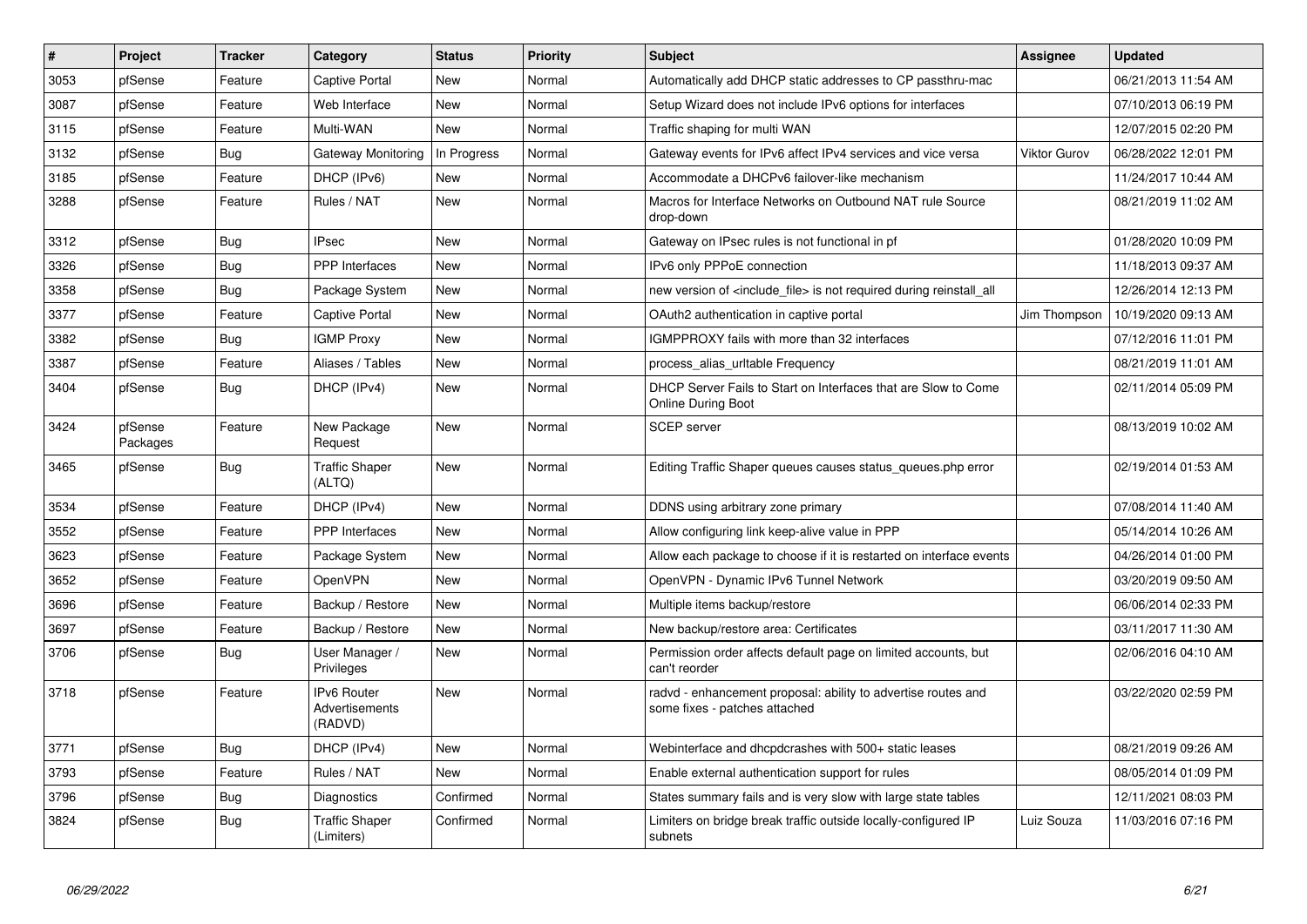| # | Project | Tracker | Category | Status | Priority | Subject | Assignee | Updated |
|---|---|---|---|---|---|---|---|---|
| 3053 | pfSense | Feature | Captive Portal | New | Normal | Automatically add DHCP static addresses to CP passthru-mac | | 06/21/2013 11:54 AM |
| 3087 | pfSense | Feature | Web Interface | New | Normal | Setup Wizard does not include IPv6 options for interfaces | | 07/10/2013 06:19 PM |
| 3115 | pfSense | Feature | Multi-WAN | New | Normal | Traffic shaping for multi WAN | | 12/07/2015 02:20 PM |
| 3132 | pfSense | Bug | Gateway Monitoring | In Progress | Normal | Gateway events for IPv6 affect IPv4 services and vice versa | Viktor Gurov | 06/28/2022 12:01 PM |
| 3185 | pfSense | Feature | DHCP (IPv6) | New | Normal | Accommodate a DHCPv6 failover-like mechanism | | 11/24/2017 10:44 AM |
| 3288 | pfSense | Feature | Rules / NAT | New | Normal | Macros for Interface Networks on Outbound NAT rule Source drop-down | | 08/21/2019 11:02 AM |
| 3312 | pfSense | Bug | IPsec | New | Normal | Gateway on IPsec rules is not functional in pf | | 01/28/2020 10:09 PM |
| 3326 | pfSense | Bug | PPP Interfaces | New | Normal | IPv6 only PPPoE connection | | 11/18/2013 09:37 AM |
| 3358 | pfSense | Bug | Package System | New | Normal | new version of <include_file> is not required during reinstall_all | | 12/26/2014 12:13 PM |
| 3377 | pfSense | Feature | Captive Portal | New | Normal | OAuth2 authentication in captive portal | Jim Thompson | 10/19/2020 09:13 AM |
| 3382 | pfSense | Bug | IGMP Proxy | New | Normal | IGMPPROXY fails with more than 32 interfaces | | 07/12/2016 11:01 PM |
| 3387 | pfSense | Feature | Aliases / Tables | New | Normal | process_alias_urltable Frequency | | 08/21/2019 11:01 AM |
| 3404 | pfSense | Bug | DHCP (IPv4) | New | Normal | DHCP Server Fails to Start on Interfaces that are Slow to Come Online During Boot | | 02/11/2014 05:09 PM |
| 3424 | pfSense Packages | Feature | New Package Request | New | Normal | SCEP server | | 08/13/2019 10:02 AM |
| 3465 | pfSense | Bug | Traffic Shaper (ALTQ) | New | Normal | Editing Traffic Shaper queues causes status_queues.php error | | 02/19/2014 01:53 AM |
| 3534 | pfSense | Feature | DHCP (IPv4) | New | Normal | DDNS using arbitrary zone primary | | 07/08/2014 11:40 AM |
| 3552 | pfSense | Feature | PPP Interfaces | New | Normal | Allow configuring link keep-alive value in PPP | | 05/14/2014 10:26 AM |
| 3623 | pfSense | Feature | Package System | New | Normal | Allow each package to choose if it is restarted on interface events | | 04/26/2014 01:00 PM |
| 3652 | pfSense | Feature | OpenVPN | New | Normal | OpenVPN - Dynamic IPv6 Tunnel Network | | 03/20/2019 09:50 AM |
| 3696 | pfSense | Feature | Backup / Restore | New | Normal | Multiple items backup/restore | | 06/06/2014 02:33 PM |
| 3697 | pfSense | Feature | Backup / Restore | New | Normal | New backup/restore area: Certificates | | 03/11/2017 11:30 AM |
| 3706 | pfSense | Bug | User Manager / Privileges | New | Normal | Permission order affects default page on limited accounts, but can't reorder | | 02/06/2016 04:10 AM |
| 3718 | pfSense | Feature | IPv6 Router Advertisements (RADVD) | New | Normal | radvd - enhancement proposal: ability to advertise routes and some fixes - patches attached | | 03/22/2020 02:59 PM |
| 3771 | pfSense | Bug | DHCP (IPv4) | New | Normal | Webinterface and dhcpdcrashes with 500+ static leases | | 08/21/2019 09:26 AM |
| 3793 | pfSense | Feature | Rules / NAT | New | Normal | Enable external authentication support for rules | | 08/05/2014 01:09 PM |
| 3796 | pfSense | Bug | Diagnostics | Confirmed | Normal | States summary fails and is very slow with large state tables | | 12/11/2021 08:03 PM |
| 3824 | pfSense | Bug | Traffic Shaper (Limiters) | Confirmed | Normal | Limiters on bridge break traffic outside locally-configured IP subnets | Luiz Souza | 11/03/2016 07:16 PM |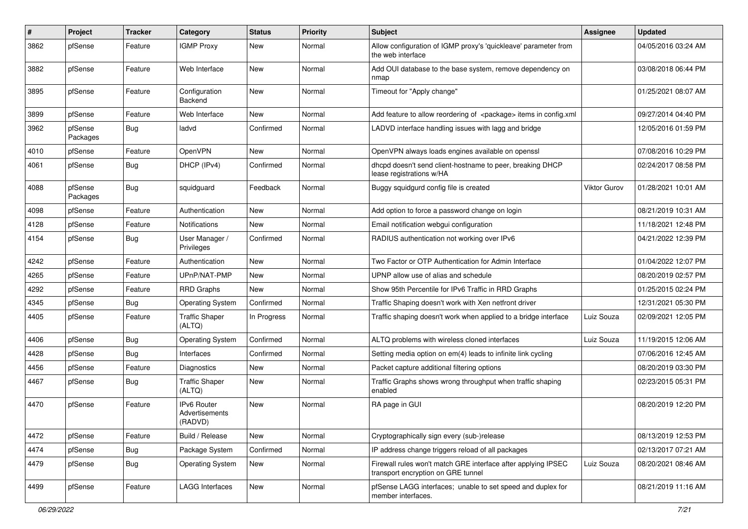| # | Project | Tracker | Category | Status | Priority | Subject | Assignee | Updated |
| --- | --- | --- | --- | --- | --- | --- | --- | --- |
| 3862 | pfSense | Feature | IGMP Proxy | New | Normal | Allow configuration of IGMP proxy's 'quickleave' parameter from the web interface | | 04/05/2016 03:24 AM |
| 3882 | pfSense | Feature | Web Interface | New | Normal | Add OUI database to the base system, remove dependency on nmap | | 03/08/2018 06:44 PM |
| 3895 | pfSense | Feature | Configuration Backend | New | Normal | Timeout for "Apply change" | | 01/25/2021 08:07 AM |
| 3899 | pfSense | Feature | Web Interface | New | Normal | Add feature to allow reordering of <package> items in config.xml | | 09/27/2014 04:40 PM |
| 3962 | pfSense Packages | Bug | ladvd | Confirmed | Normal | LADVD interface handling issues with lagg and bridge | | 12/05/2016 01:59 PM |
| 4010 | pfSense | Feature | OpenVPN | New | Normal | OpenVPN always loads engines available on openssl | | 07/08/2016 10:29 PM |
| 4061 | pfSense | Bug | DHCP (IPv4) | Confirmed | Normal | dhcpd doesn't send client-hostname to peer, breaking DHCP lease registrations w/HA | | 02/24/2017 08:58 PM |
| 4088 | pfSense Packages | Bug | squidguard | Feedback | Normal | Buggy squidgurd config file is created | Viktor Gurov | 01/28/2021 10:01 AM |
| 4098 | pfSense | Feature | Authentication | New | Normal | Add option to force a password change on login | | 08/21/2019 10:31 AM |
| 4128 | pfSense | Feature | Notifications | New | Normal | Email notification webgui configuration | | 11/18/2021 12:48 PM |
| 4154 | pfSense | Bug | User Manager / Privileges | Confirmed | Normal | RADIUS authentication not working over IPv6 | | 04/21/2022 12:39 PM |
| 4242 | pfSense | Feature | Authentication | New | Normal | Two Factor or OTP Authentication for Admin Interface | | 01/04/2022 12:07 PM |
| 4265 | pfSense | Feature | UPnP/NAT-PMP | New | Normal | UPNP allow use of alias and schedule | | 08/20/2019 02:57 PM |
| 4292 | pfSense | Feature | RRD Graphs | New | Normal | Show 95th Percentile for IPv6 Traffic in RRD Graphs | | 01/25/2015 02:24 PM |
| 4345 | pfSense | Bug | Operating System | Confirmed | Normal | Traffic Shaping doesn't work with Xen netfront driver | | 12/31/2021 05:30 PM |
| 4405 | pfSense | Feature | Traffic Shaper (ALTQ) | In Progress | Normal | Traffic shaping doesn't work when applied to a bridge interface | Luiz Souza | 02/09/2021 12:05 PM |
| 4406 | pfSense | Bug | Operating System | Confirmed | Normal | ALTQ problems with wireless cloned interfaces | Luiz Souza | 11/19/2015 12:06 AM |
| 4428 | pfSense | Bug | Interfaces | Confirmed | Normal | Setting media option on em(4) leads to infinite link cycling | | 07/06/2016 12:45 AM |
| 4456 | pfSense | Feature | Diagnostics | New | Normal | Packet capture additional filtering options | | 08/20/2019 03:30 PM |
| 4467 | pfSense | Bug | Traffic Shaper (ALTQ) | New | Normal | Traffic Graphs shows wrong throughput when traffic shaping enabled | | 02/23/2015 05:31 PM |
| 4470 | pfSense | Feature | IPv6 Router Advertisements (RADVD) | New | Normal | RA page in GUI | | 08/20/2019 12:20 PM |
| 4472 | pfSense | Feature | Build / Release | New | Normal | Cryptographically sign every (sub-)release | | 08/13/2019 12:53 PM |
| 4474 | pfSense | Bug | Package System | Confirmed | Normal | IP address change triggers reload of all packages | | 02/13/2017 07:21 AM |
| 4479 | pfSense | Bug | Operating System | New | Normal | Firewall rules won't match GRE interface after applying IPSEC transport encryption on GRE tunnel | Luiz Souza | 08/20/2021 08:46 AM |
| 4499 | pfSense | Feature | LAGG Interfaces | New | Normal | pfSense LAGG interfaces; unable to set speed and duplex for member interfaces. | | 08/21/2019 11:16 AM |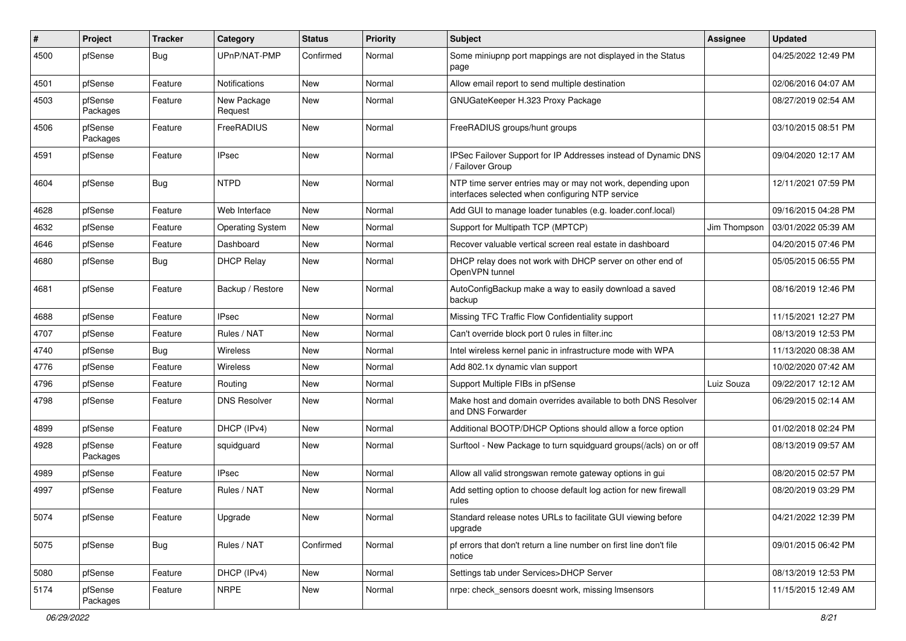| # | Project | Tracker | Category | Status | Priority | Subject | Assignee | Updated |
| --- | --- | --- | --- | --- | --- | --- | --- | --- |
| 4500 | pfSense | Bug | UPnP/NAT-PMP | Confirmed | Normal | Some miniupnp port mappings are not displayed in the Status page | | 04/25/2022 12:49 PM |
| 4501 | pfSense | Feature | Notifications | New | Normal | Allow email report to send multiple destination | | 02/06/2016 04:07 AM |
| 4503 | pfSense Packages | Feature | New Package Request | New | Normal | GNUGateKeeper H.323 Proxy Package | | 08/27/2019 02:54 AM |
| 4506 | pfSense Packages | Feature | FreeRADIUS | New | Normal | FreeRADIUS groups/hunt groups | | 03/10/2015 08:51 PM |
| 4591 | pfSense | Feature | IPsec | New | Normal | IPSec Failover Support for IP Addresses instead of Dynamic DNS / Failover Group | | 09/04/2020 12:17 AM |
| 4604 | pfSense | Bug | NTPD | New | Normal | NTP time server entries may or may not work, depending upon interfaces selected when configuring NTP service | | 12/11/2021 07:59 PM |
| 4628 | pfSense | Feature | Web Interface | New | Normal | Add GUI to manage loader tunables (e.g. loader.conf.local) | | 09/16/2015 04:28 PM |
| 4632 | pfSense | Feature | Operating System | New | Normal | Support for Multipath TCP (MPTCP) | Jim Thompson | 03/01/2022 05:39 AM |
| 4646 | pfSense | Feature | Dashboard | New | Normal | Recover valuable vertical screen real estate in dashboard | | 04/20/2015 07:46 PM |
| 4680 | pfSense | Bug | DHCP Relay | New | Normal | DHCP relay does not work with DHCP server on other end of OpenVPN tunnel | | 05/05/2015 06:55 PM |
| 4681 | pfSense | Feature | Backup / Restore | New | Normal | AutoConfigBackup make a way to easily download a saved backup | | 08/16/2019 12:46 PM |
| 4688 | pfSense | Feature | IPsec | New | Normal | Missing TFC Traffic Flow Confidentiality support | | 11/15/2021 12:27 PM |
| 4707 | pfSense | Feature | Rules / NAT | New | Normal | Can't override block port 0 rules in filter.inc | | 08/13/2019 12:53 PM |
| 4740 | pfSense | Bug | Wireless | New | Normal | Intel wireless kernel panic in infrastructure mode with WPA | | 11/13/2020 08:38 AM |
| 4776 | pfSense | Feature | Wireless | New | Normal | Add 802.1x dynamic vlan support | | 10/02/2020 07:42 AM |
| 4796 | pfSense | Feature | Routing | New | Normal | Support Multiple FIBs in pfSense | Luiz Souza | 09/22/2017 12:12 AM |
| 4798 | pfSense | Feature | DNS Resolver | New | Normal | Make host and domain overrides available to both DNS Resolver and DNS Forwarder | | 06/29/2015 02:14 AM |
| 4899 | pfSense | Feature | DHCP (IPv4) | New | Normal | Additional BOOTP/DHCP Options should allow a force option | | 01/02/2018 02:24 PM |
| 4928 | pfSense Packages | Feature | squidguard | New | Normal | Surftool - New Package to turn squidguard groups(/acls) on or off | | 08/13/2019 09:57 AM |
| 4989 | pfSense | Feature | IPsec | New | Normal | Allow all valid strongswan remote gateway options in gui | | 08/20/2015 02:57 PM |
| 4997 | pfSense | Feature | Rules / NAT | New | Normal | Add setting option to choose default log action for new firewall rules | | 08/20/2019 03:29 PM |
| 5074 | pfSense | Feature | Upgrade | New | Normal | Standard release notes URLs to facilitate GUI viewing before upgrade | | 04/21/2022 12:39 PM |
| 5075 | pfSense | Bug | Rules / NAT | Confirmed | Normal | pf errors that don't return a line number on first line don't file notice | | 09/01/2015 06:42 PM |
| 5080 | pfSense | Feature | DHCP (IPv4) | New | Normal | Settings tab under Services>DHCP Server | | 08/13/2019 12:53 PM |
| 5174 | pfSense Packages | Feature | NRPE | New | Normal | nrpe: check_sensors doesnt work, missing lmsensors | | 11/15/2015 12:49 AM |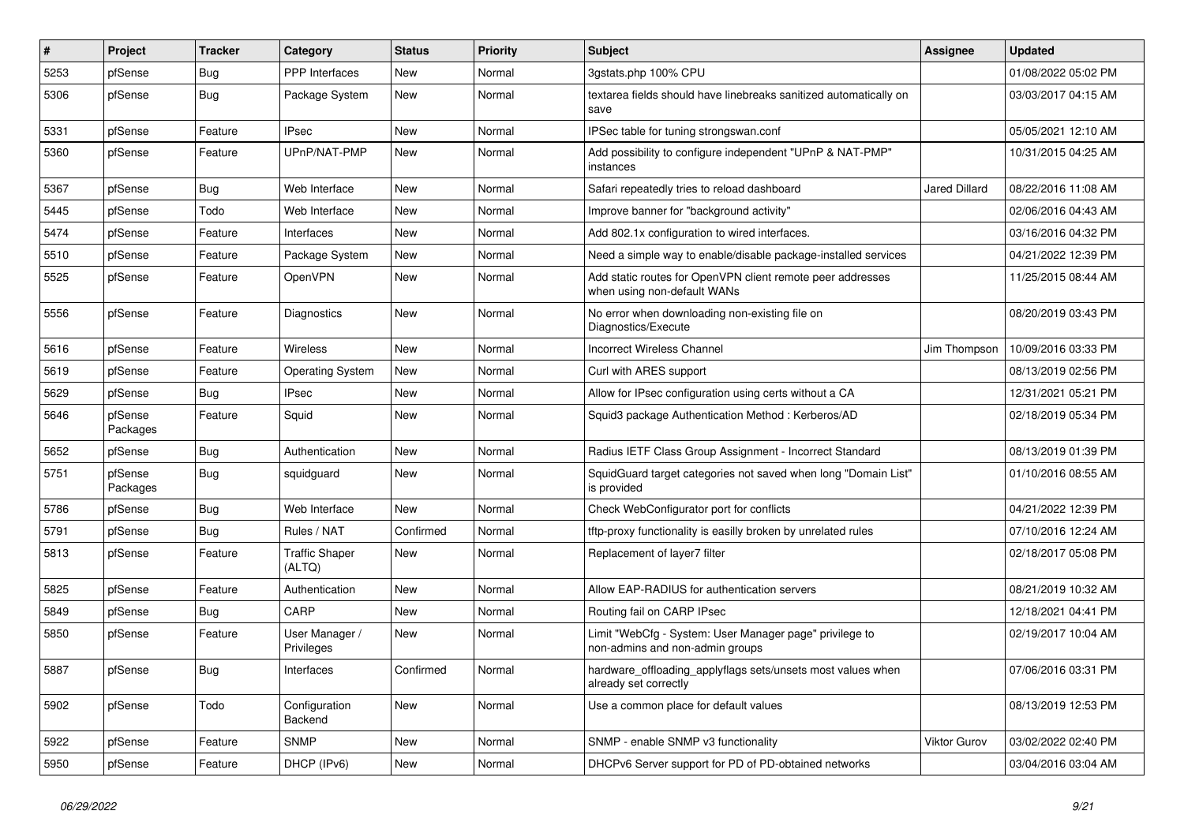| # | Project | Tracker | Category | Status | Priority | Subject | Assignee | Updated |
|---|---|---|---|---|---|---|---|---|
| 5253 | pfSense | Bug | PPP Interfaces | New | Normal | 3gstats.php 100% CPU | | 01/08/2022 05:02 PM |
| 5306 | pfSense | Bug | Package System | New | Normal | textarea fields should have linebreaks sanitized automatically on save | | 03/03/2017 04:15 AM |
| 5331 | pfSense | Feature | IPsec | New | Normal | IPSec table for tuning strongswan.conf | | 05/05/2021 12:10 AM |
| 5360 | pfSense | Feature | UPnP/NAT-PMP | New | Normal | Add possibility to configure independent "UPnP & NAT-PMP" instances | | 10/31/2015 04:25 AM |
| 5367 | pfSense | Bug | Web Interface | New | Normal | Safari repeatedly tries to reload dashboard | Jared Dillard | 08/22/2016 11:08 AM |
| 5445 | pfSense | Todo | Web Interface | New | Normal | Improve banner for "background activity" | | 02/06/2016 04:43 AM |
| 5474 | pfSense | Feature | Interfaces | New | Normal | Add 802.1x configuration to wired interfaces. | | 03/16/2016 04:32 PM |
| 5510 | pfSense | Feature | Package System | New | Normal | Need a simple way to enable/disable package-installed services | | 04/21/2022 12:39 PM |
| 5525 | pfSense | Feature | OpenVPN | New | Normal | Add static routes for OpenVPN client remote peer addresses when using non-default WANs | | 11/25/2015 08:44 AM |
| 5556 | pfSense | Feature | Diagnostics | New | Normal | No error when downloading non-existing file on Diagnostics/Execute | | 08/20/2019 03:43 PM |
| 5616 | pfSense | Feature | Wireless | New | Normal | Incorrect Wireless Channel | Jim Thompson | 10/09/2016 03:33 PM |
| 5619 | pfSense | Feature | Operating System | New | Normal | Curl with ARES support | | 08/13/2019 02:56 PM |
| 5629 | pfSense | Bug | IPsec | New | Normal | Allow for IPsec configuration using certs without a CA | | 12/31/2021 05:21 PM |
| 5646 | pfSense Packages | Feature | Squid | New | Normal | Squid3 package Authentication Method : Kerberos/AD | | 02/18/2019 05:34 PM |
| 5652 | pfSense | Bug | Authentication | New | Normal | Radius IETF Class Group Assignment - Incorrect Standard | | 08/13/2019 01:39 PM |
| 5751 | pfSense Packages | Bug | squidguard | New | Normal | SquidGuard target categories not saved when long "Domain List" is provided | | 01/10/2016 08:55 AM |
| 5786 | pfSense | Bug | Web Interface | New | Normal | Check WebConfigurator port for conflicts | | 04/21/2022 12:39 PM |
| 5791 | pfSense | Bug | Rules / NAT | Confirmed | Normal | tftp-proxy functionality is easilly broken by unrelated rules | | 07/10/2016 12:24 AM |
| 5813 | pfSense | Feature | Traffic Shaper (ALTQ) | New | Normal | Replacement of layer7 filter | | 02/18/2017 05:08 PM |
| 5825 | pfSense | Feature | Authentication | New | Normal | Allow EAP-RADIUS for authentication servers | | 08/21/2019 10:32 AM |
| 5849 | pfSense | Bug | CARP | New | Normal | Routing fail on CARP IPsec | | 12/18/2021 04:41 PM |
| 5850 | pfSense | Feature | User Manager / Privileges | New | Normal | Limit "WebCfg - System: User Manager page" privilege to non-admins and non-admin groups | | 02/19/2017 10:04 AM |
| 5887 | pfSense | Bug | Interfaces | Confirmed | Normal | hardware_offloading_applyflags sets/unsets most values when already set correctly | | 07/06/2016 03:31 PM |
| 5902 | pfSense | Todo | Configuration Backend | New | Normal | Use a common place for default values | | 08/13/2019 12:53 PM |
| 5922 | pfSense | Feature | SNMP | New | Normal | SNMP - enable SNMP v3 functionality | Viktor Gurov | 03/02/2022 02:40 PM |
| 5950 | pfSense | Feature | DHCP (IPv6) | New | Normal | DHCPv6 Server support for PD of PD-obtained networks | | 03/04/2016 03:04 AM |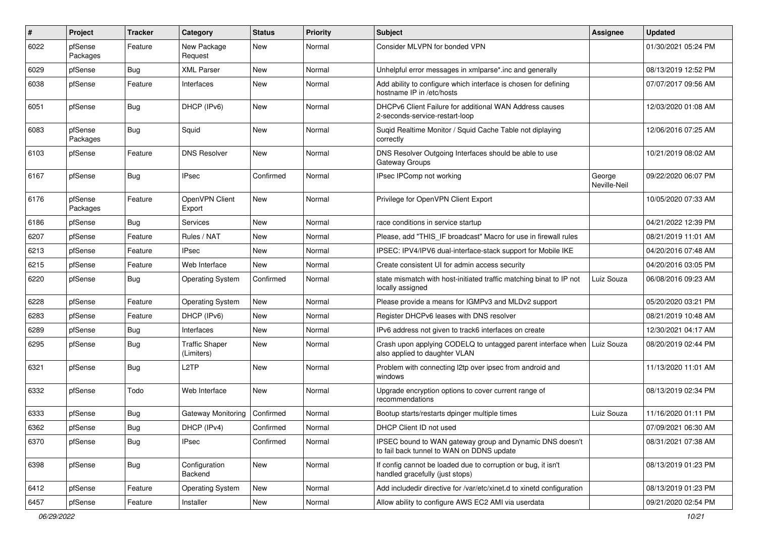| # | Project | Tracker | Category | Status | Priority | Subject | Assignee | Updated |
|---|---|---|---|---|---|---|---|---|
| 6022 | pfSense Packages | Feature | New Package Request | New | Normal | Consider MLVPN for bonded VPN | | 01/30/2021 05:24 PM |
| 6029 | pfSense | Bug | XML Parser | New | Normal | Unhelpful error messages in xmlparse*.inc and generally | | 08/13/2019 12:52 PM |
| 6038 | pfSense | Feature | Interfaces | New | Normal | Add ability to configure which interface is chosen for defining hostname IP in /etc/hosts | | 07/07/2017 09:56 AM |
| 6051 | pfSense | Bug | DHCP (IPv6) | New | Normal | DHCPv6 Client Failure for additional WAN Address causes 2-seconds-service-restart-loop | | 12/03/2020 01:08 AM |
| 6083 | pfSense Packages | Bug | Squid | New | Normal | Suqid Realtime Monitor / Squid Cache Table not diplaying correctly | | 12/06/2016 07:25 AM |
| 6103 | pfSense | Feature | DNS Resolver | New | Normal | DNS Resolver Outgoing Interfaces should be able to use Gateway Groups | | 10/21/2019 08:02 AM |
| 6167 | pfSense | Bug | IPsec | Confirmed | Normal | IPsec IPComp not working | George Neville-Neil | 09/22/2020 06:07 PM |
| 6176 | pfSense Packages | Feature | OpenVPN Client Export | New | Normal | Privilege for OpenVPN Client Export | | 10/05/2020 07:33 AM |
| 6186 | pfSense | Bug | Services | New | Normal | race conditions in service startup | | 04/21/2022 12:39 PM |
| 6207 | pfSense | Feature | Rules / NAT | New | Normal | Please, add "THIS_IF broadcast" Macro for use in firewall rules | | 08/21/2019 11:01 AM |
| 6213 | pfSense | Feature | IPsec | New | Normal | IPSEC: IPV4/IPV6 dual-interface-stack support for Mobile IKE | | 04/20/2016 07:48 AM |
| 6215 | pfSense | Feature | Web Interface | New | Normal | Create consistent UI for admin access security | | 04/20/2016 03:05 PM |
| 6220 | pfSense | Bug | Operating System | Confirmed | Normal | state mismatch with host-initiated traffic matching binat to IP not locally assigned | Luiz Souza | 06/08/2016 09:23 AM |
| 6228 | pfSense | Feature | Operating System | New | Normal | Please provide a means for IGMPv3 and MLDv2 support | | 05/20/2020 03:21 PM |
| 6283 | pfSense | Feature | DHCP (IPv6) | New | Normal | Register DHCPv6 leases with DNS resolver | | 08/21/2019 10:48 AM |
| 6289 | pfSense | Bug | Interfaces | New | Normal | IPv6 address not given to track6 interfaces on create | | 12/30/2021 04:17 AM |
| 6295 | pfSense | Bug | Traffic Shaper (Limiters) | New | Normal | Crash upon applying CODELQ to untagged parent interface when also applied to daughter VLAN | Luiz Souza | 08/20/2019 02:44 PM |
| 6321 | pfSense | Bug | L2TP | New | Normal | Problem with connecting l2tp over ipsec from android and windows | | 11/13/2020 11:01 AM |
| 6332 | pfSense | Todo | Web Interface | New | Normal | Upgrade encryption options to cover current range of recommendations | | 08/13/2019 02:34 PM |
| 6333 | pfSense | Bug | Gateway Monitoring | Confirmed | Normal | Bootup starts/restarts dpinger multiple times | Luiz Souza | 11/16/2020 01:11 PM |
| 6362 | pfSense | Bug | DHCP (IPv4) | Confirmed | Normal | DHCP Client ID not used | | 07/09/2021 06:30 AM |
| 6370 | pfSense | Bug | IPsec | Confirmed | Normal | IPSEC bound to WAN gateway group and Dynamic DNS doesn't to fail back tunnel to WAN on DDNS update | | 08/31/2021 07:38 AM |
| 6398 | pfSense | Bug | Configuration Backend | New | Normal | If config cannot be loaded due to corruption or bug, it isn't handled gracefully (just stops) | | 08/13/2019 01:23 PM |
| 6412 | pfSense | Feature | Operating System | New | Normal | Add includedir directive for /var/etc/xinet.d to xinetd configuration | | 08/13/2019 01:23 PM |
| 6457 | pfSense | Feature | Installer | New | Normal | Allow ability to configure AWS EC2 AMI via userdata | | 09/21/2020 02:54 PM |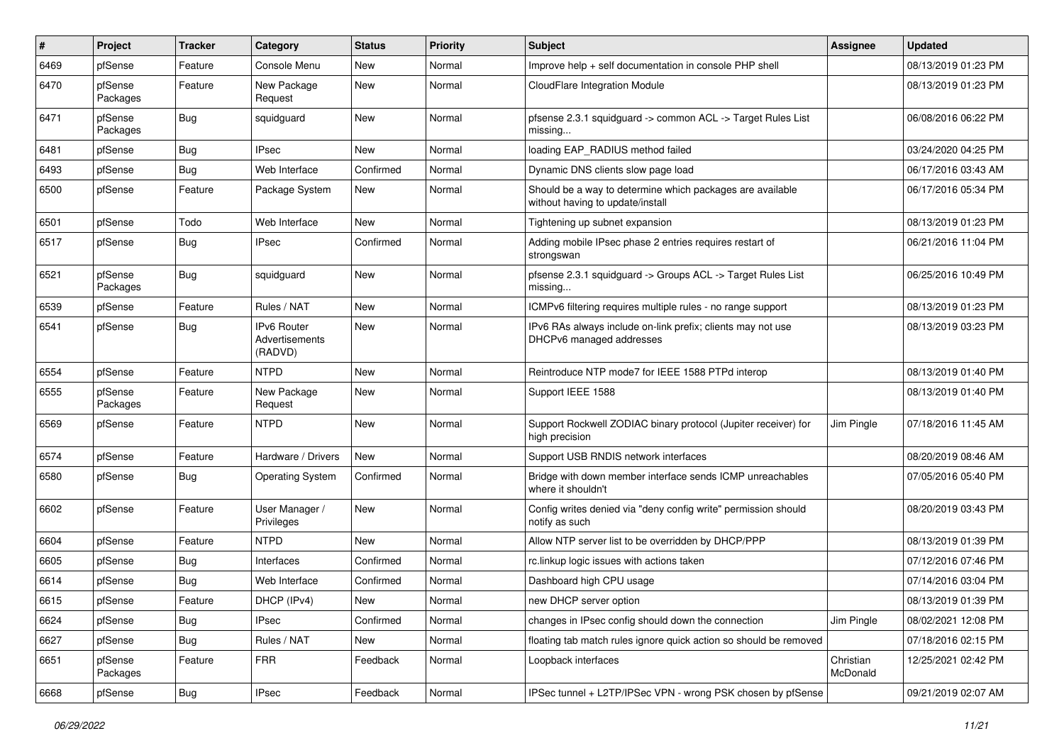| # | Project | Tracker | Category | Status | Priority | Subject | Assignee | Updated |
| --- | --- | --- | --- | --- | --- | --- | --- | --- |
| 6469 | pfSense | Feature | Console Menu | New | Normal | Improve help + self documentation in console PHP shell | | 08/13/2019 01:23 PM |
| 6470 | pfSense Packages | Feature | New Package Request | New | Normal | CloudFlare Integration Module | | 08/13/2019 01:23 PM |
| 6471 | pfSense Packages | Bug | squidguard | New | Normal | pfsense 2.3.1 squidguard -> common ACL -> Target Rules List missing... | | 06/08/2016 06:22 PM |
| 6481 | pfSense | Bug | IPsec | New | Normal | loading EAP_RADIUS method failed | | 03/24/2020 04:25 PM |
| 6493 | pfSense | Bug | Web Interface | Confirmed | Normal | Dynamic DNS clients slow page load | | 06/17/2016 03:43 AM |
| 6500 | pfSense | Feature | Package System | New | Normal | Should be a way to determine which packages are available without having to update/install | | 06/17/2016 05:34 PM |
| 6501 | pfSense | Todo | Web Interface | New | Normal | Tightening up subnet expansion | | 08/13/2019 01:23 PM |
| 6517 | pfSense | Bug | IPsec | Confirmed | Normal | Adding mobile IPsec phase 2 entries requires restart of strongswan | | 06/21/2016 11:04 PM |
| 6521 | pfSense Packages | Bug | squidguard | New | Normal | pfsense 2.3.1 squidguard -> Groups ACL -> Target Rules List missing... | | 06/25/2016 10:49 PM |
| 6539 | pfSense | Feature | Rules / NAT | New | Normal | ICMPv6 filtering requires multiple rules - no range support | | 08/13/2019 01:23 PM |
| 6541 | pfSense | Bug | IPv6 Router Advertisements (RADVD) | New | Normal | IPv6 RAs always include on-link prefix; clients may not use DHCPv6 managed addresses | | 08/13/2019 03:23 PM |
| 6554 | pfSense | Feature | NTPD | New | Normal | Reintroduce NTP mode7 for IEEE 1588 PTPd interop | | 08/13/2019 01:40 PM |
| 6555 | pfSense Packages | Feature | New Package Request | New | Normal | Support IEEE 1588 | | 08/13/2019 01:40 PM |
| 6569 | pfSense | Feature | NTPD | New | Normal | Support Rockwell ZODIAC binary protocol (Jupiter receiver) for high precision | Jim Pingle | 07/18/2016 11:45 AM |
| 6574 | pfSense | Feature | Hardware / Drivers | New | Normal | Support USB RNDIS network interfaces | | 08/20/2019 08:46 AM |
| 6580 | pfSense | Bug | Operating System | Confirmed | Normal | Bridge with down member interface sends ICMP unreachables where it shouldn't | | 07/05/2016 05:40 PM |
| 6602 | pfSense | Feature | User Manager / Privileges | New | Normal | Config writes denied via "deny config write" permission should notify as such | | 08/20/2019 03:43 PM |
| 6604 | pfSense | Feature | NTPD | New | Normal | Allow NTP server list to be overridden by DHCP/PPP | | 08/13/2019 01:39 PM |
| 6605 | pfSense | Bug | Interfaces | Confirmed | Normal | rc.linkup logic issues with actions taken | | 07/12/2016 07:46 PM |
| 6614 | pfSense | Bug | Web Interface | Confirmed | Normal | Dashboard high CPU usage | | 07/14/2016 03:04 PM |
| 6615 | pfSense | Feature | DHCP (IPv4) | New | Normal | new DHCP server option | | 08/13/2019 01:39 PM |
| 6624 | pfSense | Bug | IPsec | Confirmed | Normal | changes in IPsec config should down the connection | Jim Pingle | 08/02/2021 12:08 PM |
| 6627 | pfSense | Bug | Rules / NAT | New | Normal | floating tab match rules ignore quick action so should be removed | | 07/18/2016 02:15 PM |
| 6651 | pfSense Packages | Feature | FRR | Feedback | Normal | Loopback interfaces | Christian McDonald | 12/25/2021 02:42 PM |
| 6668 | pfSense | Bug | IPsec | Feedback | Normal | IPSec tunnel + L2TP/IPSec VPN - wrong PSK chosen by pfSense | | 09/21/2019 02:07 AM |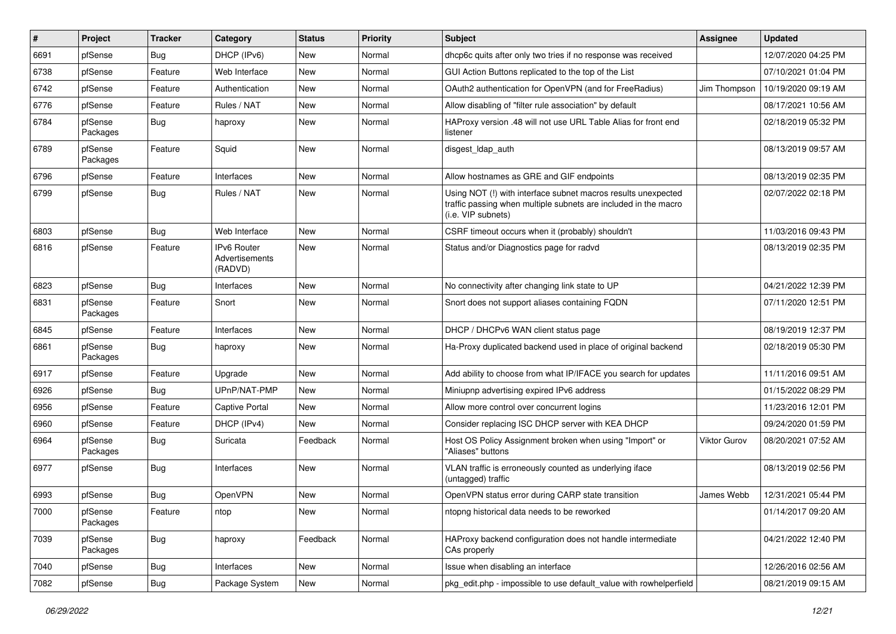| # | Project | Tracker | Category | Status | Priority | Subject | Assignee | Updated |
|---|---|---|---|---|---|---|---|---|
| 6691 | pfSense | Bug | DHCP (IPv6) | New | Normal | dhcp6c quits after only two tries if no response was received | | 12/07/2020 04:25 PM |
| 6738 | pfSense | Feature | Web Interface | New | Normal | GUI Action Buttons replicated to the top of the List | | 07/10/2021 01:04 PM |
| 6742 | pfSense | Feature | Authentication | New | Normal | OAuth2 authentication for OpenVPN (and for FreeRadius) | Jim Thompson | 10/19/2020 09:19 AM |
| 6776 | pfSense | Feature | Rules / NAT | New | Normal | Allow disabling of "filter rule association" by default | | 08/17/2021 10:56 AM |
| 6784 | pfSense Packages | Bug | haproxy | New | Normal | HAProxy version .48 will not use URL Table Alias for front end listener | | 02/18/2019 05:32 PM |
| 6789 | pfSense Packages | Feature | Squid | New | Normal | disgest_ldap_auth | | 08/13/2019 09:57 AM |
| 6796 | pfSense | Feature | Interfaces | New | Normal | Allow hostnames as GRE and GIF endpoints | | 08/13/2019 02:35 PM |
| 6799 | pfSense | Bug | Rules / NAT | New | Normal | Using NOT (!) with interface subnet macros results unexpected traffic passing when multiple subnets are included in the macro (i.e. VIP subnets) | | 02/07/2022 02:18 PM |
| 6803 | pfSense | Bug | Web Interface | New | Normal | CSRF timeout occurs when it (probably) shouldn't | | 11/03/2016 09:43 PM |
| 6816 | pfSense | Feature | IPv6 Router Advertisements (RADVD) | New | Normal | Status and/or Diagnostics page for radvd | | 08/13/2019 02:35 PM |
| 6823 | pfSense | Bug | Interfaces | New | Normal | No connectivity after changing link state to UP | | 04/21/2022 12:39 PM |
| 6831 | pfSense Packages | Feature | Snort | New | Normal | Snort does not support aliases containing FQDN | | 07/11/2020 12:51 PM |
| 6845 | pfSense | Feature | Interfaces | New | Normal | DHCP / DHCPv6 WAN client status page | | 08/19/2019 12:37 PM |
| 6861 | pfSense Packages | Bug | haproxy | New | Normal | Ha-Proxy duplicated backend used in place of original backend | | 02/18/2019 05:30 PM |
| 6917 | pfSense | Feature | Upgrade | New | Normal | Add ability to choose from what IP/IFACE you search for updates | | 11/11/2016 09:51 AM |
| 6926 | pfSense | Bug | UPnP/NAT-PMP | New | Normal | Miniupnp advertising expired IPv6 address | | 01/15/2022 08:29 PM |
| 6956 | pfSense | Feature | Captive Portal | New | Normal | Allow more control over concurrent logins | | 11/23/2016 12:01 PM |
| 6960 | pfSense | Feature | DHCP (IPv4) | New | Normal | Consider replacing ISC DHCP server with KEA DHCP | | 09/24/2020 01:59 PM |
| 6964 | pfSense Packages | Bug | Suricata | Feedback | Normal | Host OS Policy Assignment broken when using "Import" or "Aliases" buttons | Viktor Gurov | 08/20/2021 07:52 AM |
| 6977 | pfSense | Bug | Interfaces | New | Normal | VLAN traffic is erroneously counted as underlying iface (untagged) traffic | | 08/13/2019 02:56 PM |
| 6993 | pfSense | Bug | OpenVPN | New | Normal | OpenVPN status error during CARP state transition | James Webb | 12/31/2021 05:44 PM |
| 7000 | pfSense Packages | Feature | ntop | New | Normal | ntopng historical data needs to be reworked | | 01/14/2017 09:20 AM |
| 7039 | pfSense Packages | Bug | haproxy | Feedback | Normal | HAProxy backend configuration does not handle intermediate CAs properly | | 04/21/2022 12:40 PM |
| 7040 | pfSense | Bug | Interfaces | New | Normal | Issue when disabling an interface | | 12/26/2016 02:56 AM |
| 7082 | pfSense | Bug | Package System | New | Normal | pkg_edit.php - impossible to use default_value with rowhelperfield | | 08/21/2019 09:15 AM |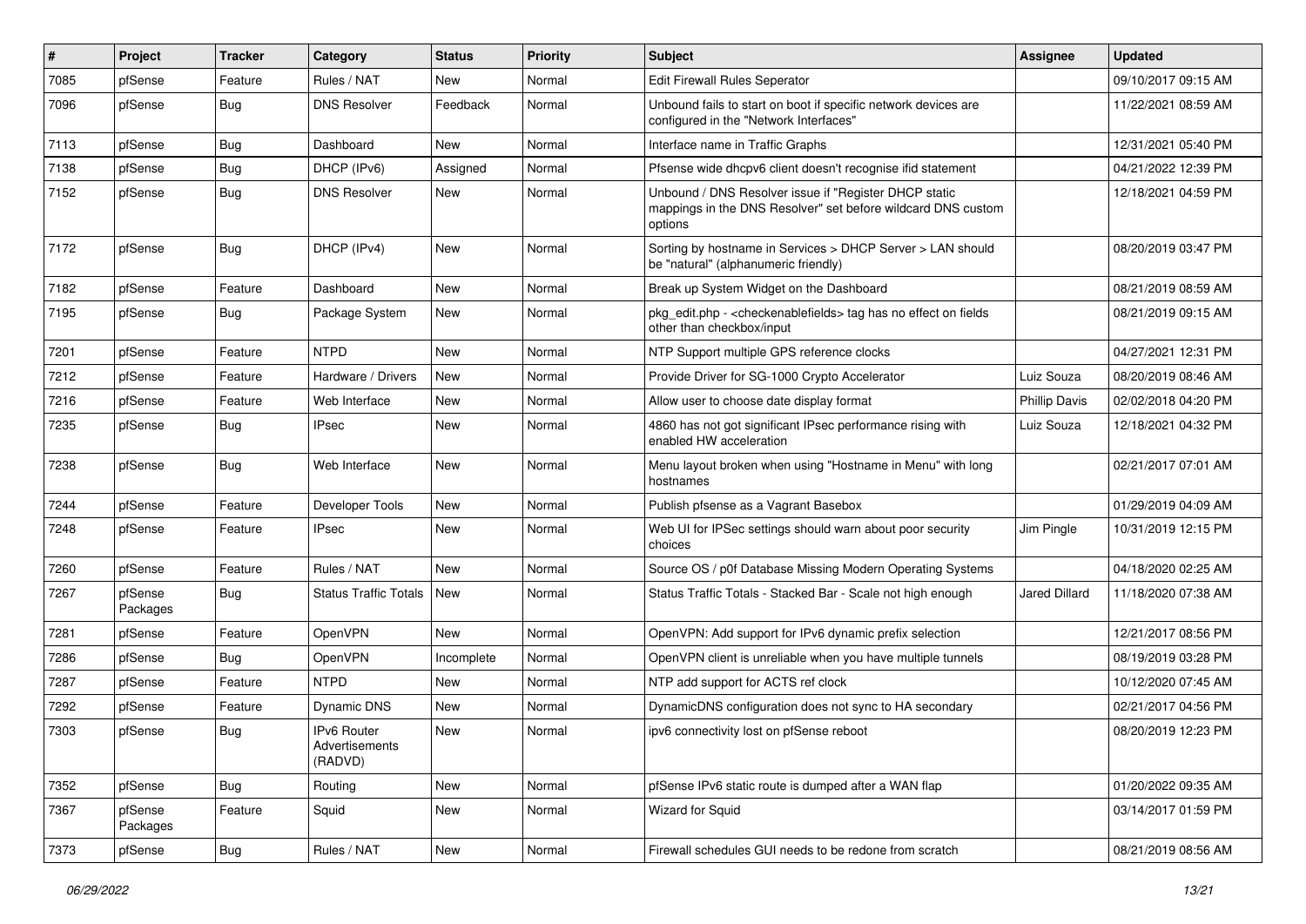| # | Project | Tracker | Category | Status | Priority | Subject | Assignee | Updated |
|---|---|---|---|---|---|---|---|---|
| 7085 | pfSense | Feature | Rules / NAT | New | Normal | Edit Firewall Rules Seperator | | 09/10/2017 09:15 AM |
| 7096 | pfSense | Bug | DNS Resolver | Feedback | Normal | Unbound fails to start on boot if specific network devices are configured in the "Network Interfaces" | | 11/22/2021 08:59 AM |
| 7113 | pfSense | Bug | Dashboard | New | Normal | Interface name in Traffic Graphs | | 12/31/2021 05:40 PM |
| 7138 | pfSense | Bug | DHCP (IPv6) | Assigned | Normal | Pfsense wide dhcpv6 client doesn't recognise ifid statement | | 04/21/2022 12:39 PM |
| 7152 | pfSense | Bug | DNS Resolver | New | Normal | Unbound / DNS Resolver issue if "Register DHCP static mappings in the DNS Resolver" set before wildcard DNS custom options | | 12/18/2021 04:59 PM |
| 7172 | pfSense | Bug | DHCP (IPv4) | New | Normal | Sorting by hostname in Services > DHCP Server > LAN should be "natural" (alphanumeric friendly) | | 08/20/2019 03:47 PM |
| 7182 | pfSense | Feature | Dashboard | New | Normal | Break up System Widget on the Dashboard | | 08/21/2019 08:59 AM |
| 7195 | pfSense | Bug | Package System | New | Normal | pkg_edit.php - <checkenablefields> tag has no effect on fields other than checkbox/input | | 08/21/2019 09:15 AM |
| 7201 | pfSense | Feature | NTPD | New | Normal | NTP Support multiple GPS reference clocks | | 04/27/2021 12:31 PM |
| 7212 | pfSense | Feature | Hardware / Drivers | New | Normal | Provide Driver for SG-1000 Crypto Accelerator | Luiz Souza | 08/20/2019 08:46 AM |
| 7216 | pfSense | Feature | Web Interface | New | Normal | Allow user to choose date display format | Phillip Davis | 02/02/2018 04:20 PM |
| 7235 | pfSense | Bug | IPsec | New | Normal | 4860 has not got significant IPsec performance rising with enabled HW acceleration | Luiz Souza | 12/18/2021 04:32 PM |
| 7238 | pfSense | Bug | Web Interface | New | Normal | Menu layout broken when using "Hostname in Menu" with long hostnames | | 02/21/2017 07:01 AM |
| 7244 | pfSense | Feature | Developer Tools | New | Normal | Publish pfsense as a Vagrant Basebox | | 01/29/2019 04:09 AM |
| 7248 | pfSense | Feature | IPsec | New | Normal | Web UI for IPSec settings should warn about poor security choices | Jim Pingle | 10/31/2019 12:15 PM |
| 7260 | pfSense | Feature | Rules / NAT | New | Normal | Source OS / p0f Database Missing Modern Operating Systems | | 04/18/2020 02:25 AM |
| 7267 | pfSense Packages | Bug | Status Traffic Totals | New | Normal | Status Traffic Totals - Stacked Bar - Scale not high enough | Jared Dillard | 11/18/2020 07:38 AM |
| 7281 | pfSense | Feature | OpenVPN | New | Normal | OpenVPN: Add support for IPv6 dynamic prefix selection | | 12/21/2017 08:56 PM |
| 7286 | pfSense | Bug | OpenVPN | Incomplete | Normal | OpenVPN client is unreliable when you have multiple tunnels | | 08/19/2019 03:28 PM |
| 7287 | pfSense | Feature | NTPD | New | Normal | NTP add support for ACTS ref clock | | 10/12/2020 07:45 AM |
| 7292 | pfSense | Feature | Dynamic DNS | New | Normal | DynamicDNS configuration does not sync to HA secondary | | 02/21/2017 04:56 PM |
| 7303 | pfSense | Bug | IPv6 Router Advertisements (RADVD) | New | Normal | ipv6 connectivity lost on pfSense reboot | | 08/20/2019 12:23 PM |
| 7352 | pfSense | Bug | Routing | New | Normal | pfSense IPv6 static route is dumped after a WAN flap | | 01/20/2022 09:35 AM |
| 7367 | pfSense Packages | Feature | Squid | New | Normal | Wizard for Squid | | 03/14/2017 01:59 PM |
| 7373 | pfSense | Bug | Rules / NAT | New | Normal | Firewall schedules GUI needs to be redone from scratch | | 08/21/2019 08:56 AM |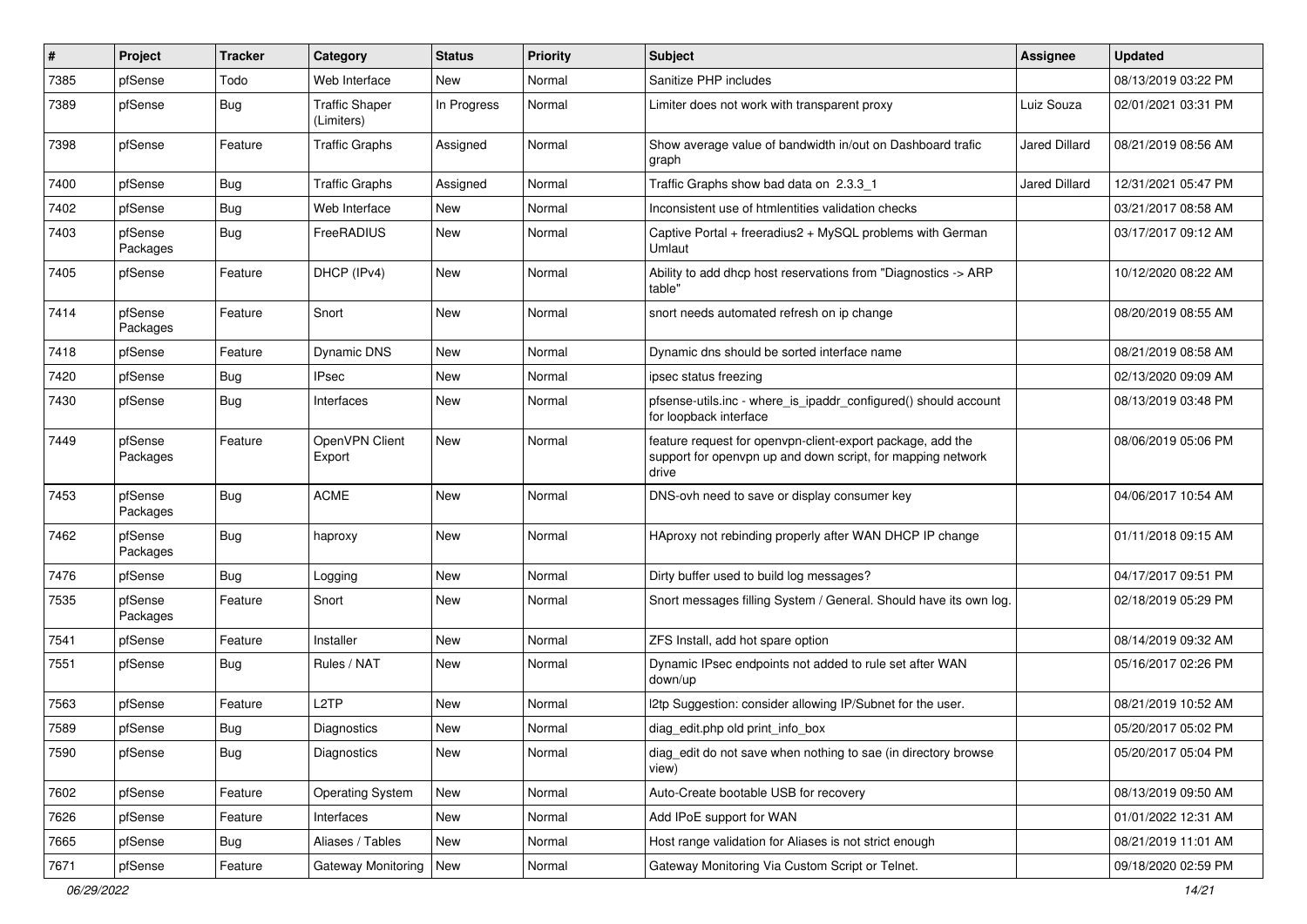| # | Project | Tracker | Category | Status | Priority | Subject | Assignee | Updated |
|---|---|---|---|---|---|---|---|---|
| 7385 | pfSense | Todo | Web Interface | New | Normal | Sanitize PHP includes | | 08/13/2019 03:22 PM |
| 7389 | pfSense | Bug | Traffic Shaper (Limiters) | In Progress | Normal | Limiter does not work with transparent proxy | Luiz Souza | 02/01/2021 03:31 PM |
| 7398 | pfSense | Feature | Traffic Graphs | Assigned | Normal | Show average value of bandwidth in/out on Dashboard trafic graph | Jared Dillard | 08/21/2019 08:56 AM |
| 7400 | pfSense | Bug | Traffic Graphs | Assigned | Normal | Traffic Graphs show bad data on 2.3.3_1 | Jared Dillard | 12/31/2021 05:47 PM |
| 7402 | pfSense | Bug | Web Interface | New | Normal | Inconsistent use of htmlentities validation checks | | 03/21/2017 08:58 AM |
| 7403 | pfSense Packages | Bug | FreeRADIUS | New | Normal | Captive Portal + freeradius2 + MySQL problems with German Umlaut | | 03/17/2017 09:12 AM |
| 7405 | pfSense | Feature | DHCP (IPv4) | New | Normal | Ability to add dhcp host reservations from "Diagnostics -> ARP table" | | 10/12/2020 08:22 AM |
| 7414 | pfSense Packages | Feature | Snort | New | Normal | snort needs automated refresh on ip change | | 08/20/2019 08:55 AM |
| 7418 | pfSense | Feature | Dynamic DNS | New | Normal | Dynamic dns should be sorted interface name | | 08/21/2019 08:58 AM |
| 7420 | pfSense | Bug | IPsec | New | Normal | ipsec status freezing | | 02/13/2020 09:09 AM |
| 7430 | pfSense | Bug | Interfaces | New | Normal | pfsense-utils.inc - where_is_ipaddr_configured() should account for loopback interface | | 08/13/2019 03:48 PM |
| 7449 | pfSense Packages | Feature | OpenVPN Client Export | New | Normal | feature request for openvpn-client-export package, add the support for openvpn up and down script, for mapping network drive | | 08/06/2019 05:06 PM |
| 7453 | pfSense Packages | Bug | ACME | New | Normal | DNS-ovh need to save or display consumer key | | 04/06/2017 10:54 AM |
| 7462 | pfSense Packages | Bug | haproxy | New | Normal | HAproxy not rebinding properly after WAN DHCP IP change | | 01/11/2018 09:15 AM |
| 7476 | pfSense | Bug | Logging | New | Normal | Dirty buffer used to build log messages? | | 04/17/2017 09:51 PM |
| 7535 | pfSense Packages | Feature | Snort | New | Normal | Snort messages filling System / General. Should have its own log. | | 02/18/2019 05:29 PM |
| 7541 | pfSense | Feature | Installer | New | Normal | ZFS Install, add hot spare option | | 08/14/2019 09:32 AM |
| 7551 | pfSense | Bug | Rules / NAT | New | Normal | Dynamic IPsec endpoints not added to rule set after WAN down/up | | 05/16/2017 02:26 PM |
| 7563 | pfSense | Feature | L2TP | New | Normal | l2tp Suggestion: consider allowing IP/Subnet for the user. | | 08/21/2019 10:52 AM |
| 7589 | pfSense | Bug | Diagnostics | New | Normal | diag_edit.php old print_info_box | | 05/20/2017 05:02 PM |
| 7590 | pfSense | Bug | Diagnostics | New | Normal | diag_edit do not save when nothing to sae (in directory browse view) | | 05/20/2017 05:04 PM |
| 7602 | pfSense | Feature | Operating System | New | Normal | Auto-Create bootable USB for recovery | | 08/13/2019 09:50 AM |
| 7626 | pfSense | Feature | Interfaces | New | Normal | Add IPoE support for WAN | | 01/01/2022 12:31 AM |
| 7665 | pfSense | Bug | Aliases / Tables | New | Normal | Host range validation for Aliases is not strict enough | | 08/21/2019 11:01 AM |
| 7671 | pfSense | Feature | Gateway Monitoring | New | Normal | Gateway Monitoring Via Custom Script or Telnet. | | 09/18/2020 02:59 PM |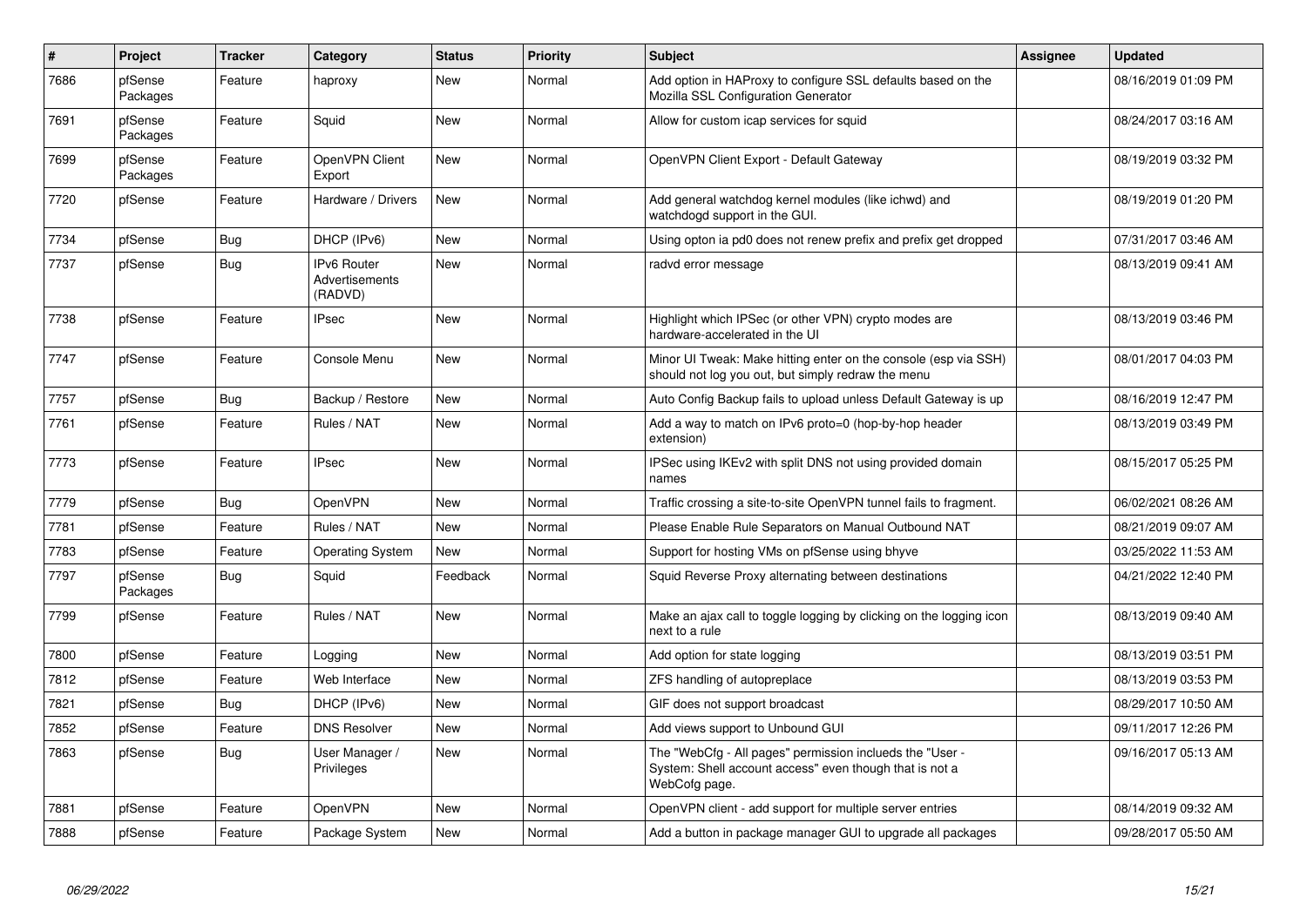| # | Project | Tracker | Category | Status | Priority | Subject | Assignee | Updated |
| --- | --- | --- | --- | --- | --- | --- | --- | --- |
| 7686 | pfSense Packages | Feature | haproxy | New | Normal | Add option in HAProxy to configure SSL defaults based on the Mozilla SSL Configuration Generator | | 08/16/2019 01:09 PM |
| 7691 | pfSense Packages | Feature | Squid | New | Normal | Allow for custom icap services for squid | | 08/24/2017 03:16 AM |
| 7699 | pfSense Packages | Feature | OpenVPN Client Export | New | Normal | OpenVPN Client Export - Default Gateway | | 08/19/2019 03:32 PM |
| 7720 | pfSense | Feature | Hardware / Drivers | New | Normal | Add general watchdog kernel modules (like ichwd) and watchdogd support in the GUI. | | 08/19/2019 01:20 PM |
| 7734 | pfSense | Bug | DHCP (IPv6) | New | Normal | Using opton ia pd0 does not renew prefix and prefix get dropped | | 07/31/2017 03:46 AM |
| 7737 | pfSense | Bug | IPv6 Router Advertisements (RADVD) | New | Normal | radvd error message | | 08/13/2019 09:41 AM |
| 7738 | pfSense | Feature | IPsec | New | Normal | Highlight which IPSec (or other VPN) crypto modes are hardware-accelerated in the UI | | 08/13/2019 03:46 PM |
| 7747 | pfSense | Feature | Console Menu | New | Normal | Minor UI Tweak: Make hitting enter on the console (esp via SSH) should not log you out, but simply redraw the menu | | 08/01/2017 04:03 PM |
| 7757 | pfSense | Bug | Backup / Restore | New | Normal | Auto Config Backup fails to upload unless Default Gateway is up | | 08/16/2019 12:47 PM |
| 7761 | pfSense | Feature | Rules / NAT | New | Normal | Add a way to match on IPv6 proto=0 (hop-by-hop header extension) | | 08/13/2019 03:49 PM |
| 7773 | pfSense | Feature | IPsec | New | Normal | IPSec using IKEv2 with split DNS not using provided domain names | | 08/15/2017 05:25 PM |
| 7779 | pfSense | Bug | OpenVPN | New | Normal | Traffic crossing a site-to-site OpenVPN tunnel fails to fragment. | | 06/02/2021 08:26 AM |
| 7781 | pfSense | Feature | Rules / NAT | New | Normal | Please Enable Rule Separators on Manual Outbound NAT | | 08/21/2019 09:07 AM |
| 7783 | pfSense | Feature | Operating System | New | Normal | Support for hosting VMs on pfSense using bhyve | | 03/25/2022 11:53 AM |
| 7797 | pfSense Packages | Bug | Squid | Feedback | Normal | Squid Reverse Proxy alternating between destinations | | 04/21/2022 12:40 PM |
| 7799 | pfSense | Feature | Rules / NAT | New | Normal | Make an ajax call to toggle logging by clicking on the logging icon next to a rule | | 08/13/2019 09:40 AM |
| 7800 | pfSense | Feature | Logging | New | Normal | Add option for state logging | | 08/13/2019 03:51 PM |
| 7812 | pfSense | Feature | Web Interface | New | Normal | ZFS handling of autopreplace | | 08/13/2019 03:53 PM |
| 7821 | pfSense | Bug | DHCP (IPv6) | New | Normal | GIF does not support broadcast | | 08/29/2017 10:50 AM |
| 7852 | pfSense | Feature | DNS Resolver | New | Normal | Add views support to Unbound GUI | | 09/11/2017 12:26 PM |
| 7863 | pfSense | Bug | User Manager / Privileges | New | Normal | The "WebCfg - All pages" permission inclueds the "User - System: Shell account access" even though that is not a WebCofg page. | | 09/16/2017 05:13 AM |
| 7881 | pfSense | Feature | OpenVPN | New | Normal | OpenVPN client - add support for multiple server entries | | 08/14/2019 09:32 AM |
| 7888 | pfSense | Feature | Package System | New | Normal | Add a button in package manager GUI to upgrade all packages | | 09/28/2017 05:50 AM |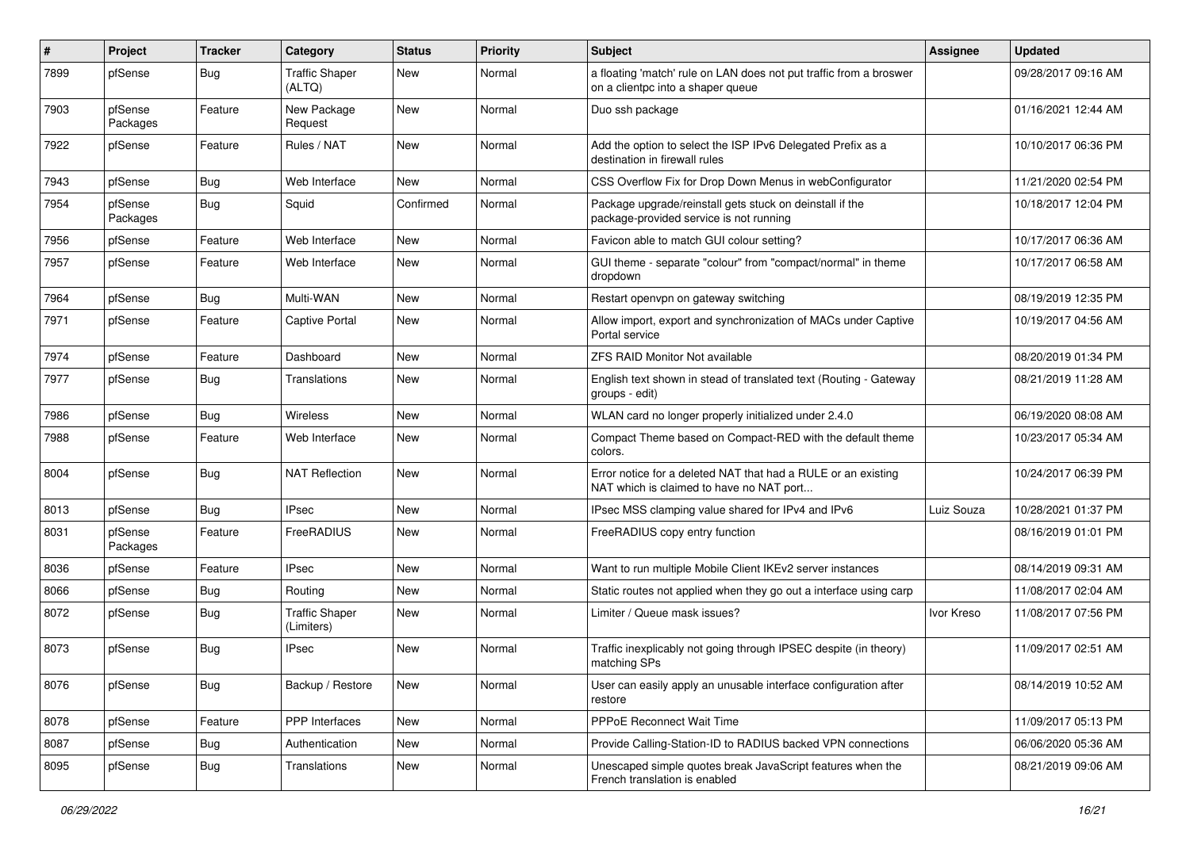| # | Project | Tracker | Category | Status | Priority | Subject | Assignee | Updated |
|---|---|---|---|---|---|---|---|---|
| 7899 | pfSense | Bug | Traffic Shaper (ALTQ) | New | Normal | a floating 'match' rule on LAN does not put traffic from a broswer on a clientpc into a shaper queue | | 09/28/2017 09:16 AM |
| 7903 | pfSense Packages | Feature | New Package Request | New | Normal | Duo ssh package | | 01/16/2021 12:44 AM |
| 7922 | pfSense | Feature | Rules / NAT | New | Normal | Add the option to select the ISP IPv6 Delegated Prefix as a destination in firewall rules | | 10/10/2017 06:36 PM |
| 7943 | pfSense | Bug | Web Interface | New | Normal | CSS Overflow Fix for Drop Down Menus in webConfigurator | | 11/21/2020 02:54 PM |
| 7954 | pfSense Packages | Bug | Squid | Confirmed | Normal | Package upgrade/reinstall gets stuck on deinstall if the package-provided service is not running | | 10/18/2017 12:04 PM |
| 7956 | pfSense | Feature | Web Interface | New | Normal | Favicon able to match GUI colour setting? | | 10/17/2017 06:36 AM |
| 7957 | pfSense | Feature | Web Interface | New | Normal | GUI theme - separate "colour" from "compact/normal" in theme dropdown | | 10/17/2017 06:58 AM |
| 7964 | pfSense | Bug | Multi-WAN | New | Normal | Restart openvpn on gateway switching | | 08/19/2019 12:35 PM |
| 7971 | pfSense | Feature | Captive Portal | New | Normal | Allow import, export and synchronization of MACs under Captive Portal service | | 10/19/2017 04:56 AM |
| 7974 | pfSense | Feature | Dashboard | New | Normal | ZFS RAID Monitor Not available | | 08/20/2019 01:34 PM |
| 7977 | pfSense | Bug | Translations | New | Normal | English text shown in stead of translated text (Routing - Gateway groups - edit) | | 08/21/2019 11:28 AM |
| 7986 | pfSense | Bug | Wireless | New | Normal | WLAN card no longer properly initialized under 2.4.0 | | 06/19/2020 08:08 AM |
| 7988 | pfSense | Feature | Web Interface | New | Normal | Compact Theme based on Compact-RED with the default theme colors. | | 10/23/2017 05:34 AM |
| 8004 | pfSense | Bug | NAT Reflection | New | Normal | Error notice for a deleted NAT that had a RULE or an existing NAT which is claimed to have no NAT port... | | 10/24/2017 06:39 PM |
| 8013 | pfSense | Bug | IPsec | New | Normal | IPsec MSS clamping value shared for IPv4 and IPv6 | Luiz Souza | 10/28/2021 01:37 PM |
| 8031 | pfSense Packages | Feature | FreeRADIUS | New | Normal | FreeRADIUS copy entry function | | 08/16/2019 01:01 PM |
| 8036 | pfSense | Feature | IPsec | New | Normal | Want to run multiple Mobile Client IKEv2 server instances | | 08/14/2019 09:31 AM |
| 8066 | pfSense | Bug | Routing | New | Normal | Static routes not applied when they go out a interface using carp | | 11/08/2017 02:04 AM |
| 8072 | pfSense | Bug | Traffic Shaper (Limiters) | New | Normal | Limiter / Queue mask issues? | Ivor Kreso | 11/08/2017 07:56 PM |
| 8073 | pfSense | Bug | IPsec | New | Normal | Traffic inexplicably not going through IPSEC despite (in theory) matching SPs | | 11/09/2017 02:51 AM |
| 8076 | pfSense | Bug | Backup / Restore | New | Normal | User can easily apply an unusable interface configuration after restore | | 08/14/2019 10:52 AM |
| 8078 | pfSense | Feature | PPP Interfaces | New | Normal | PPPoE Reconnect Wait Time | | 11/09/2017 05:13 PM |
| 8087 | pfSense | Bug | Authentication | New | Normal | Provide Calling-Station-ID to RADIUS backed VPN connections | | 06/06/2020 05:36 AM |
| 8095 | pfSense | Bug | Translations | New | Normal | Unescaped simple quotes break JavaScript features when the French translation is enabled | | 08/21/2019 09:06 AM |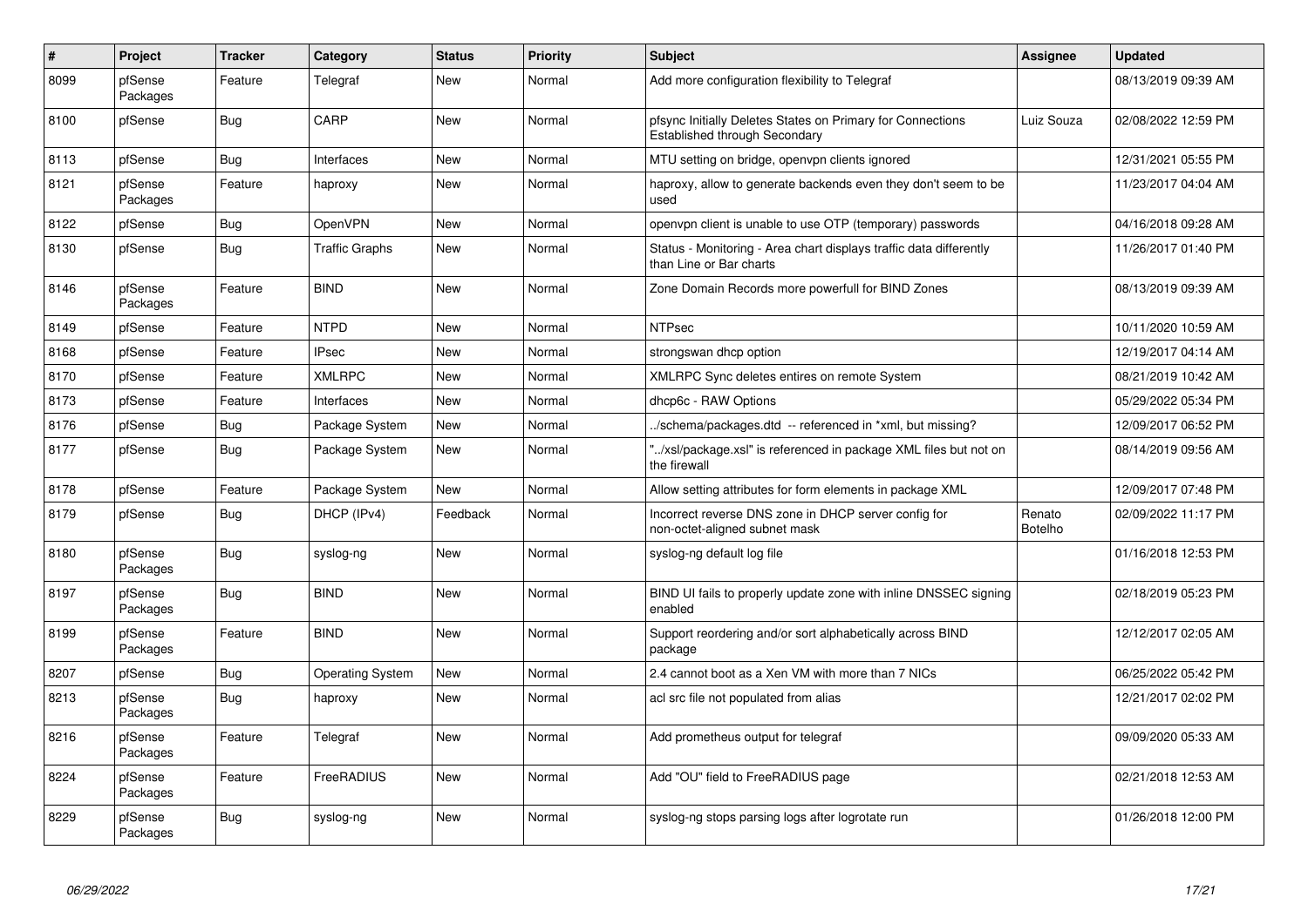| # | Project | Tracker | Category | Status | Priority | Subject | Assignee | Updated |
|---|---|---|---|---|---|---|---|---|
| 8099 | pfSense Packages | Feature | Telegraf | New | Normal | Add more configuration flexibility to Telegraf | | 08/13/2019 09:39 AM |
| 8100 | pfSense | Bug | CARP | New | Normal | pfsync Initially Deletes States on Primary for Connections Established through Secondary | Luiz Souza | 02/08/2022 12:59 PM |
| 8113 | pfSense | Bug | Interfaces | New | Normal | MTU setting on bridge, openvpn clients ignored | | 12/31/2021 05:55 PM |
| 8121 | pfSense Packages | Feature | haproxy | New | Normal | haproxy, allow to generate backends even they don't seem to be used | | 11/23/2017 04:04 AM |
| 8122 | pfSense | Bug | OpenVPN | New | Normal | openvpn client is unable to use OTP (temporary) passwords | | 04/16/2018 09:28 AM |
| 8130 | pfSense | Bug | Traffic Graphs | New | Normal | Status - Monitoring - Area chart displays traffic data differently than Line or Bar charts | | 11/26/2017 01:40 PM |
| 8146 | pfSense Packages | Feature | BIND | New | Normal | Zone Domain Records more powerfull for BIND Zones | | 08/13/2019 09:39 AM |
| 8149 | pfSense | Feature | NTPD | New | Normal | NTPsec | | 10/11/2020 10:59 AM |
| 8168 | pfSense | Feature | IPsec | New | Normal | strongswan dhcp option | | 12/19/2017 04:14 AM |
| 8170 | pfSense | Feature | XMLRPC | New | Normal | XMLRPC Sync deletes entires on remote System | | 08/21/2019 10:42 AM |
| 8173 | pfSense | Feature | Interfaces | New | Normal | dhcp6c - RAW Options | | 05/29/2022 05:34 PM |
| 8176 | pfSense | Bug | Package System | New | Normal | ../schema/packages.dtd -- referenced in *xml, but missing? | | 12/09/2017 06:52 PM |
| 8177 | pfSense | Bug | Package System | New | Normal | "../xsl/package.xsl" is referenced in package XML files but not on the firewall | | 08/14/2019 09:56 AM |
| 8178 | pfSense | Feature | Package System | New | Normal | Allow setting attributes for form elements in package XML | | 12/09/2017 07:48 PM |
| 8179 | pfSense | Bug | DHCP (IPv4) | Feedback | Normal | Incorrect reverse DNS zone in DHCP server config for non-octet-aligned subnet mask | Renato Botelho | 02/09/2022 11:17 PM |
| 8180 | pfSense Packages | Bug | syslog-ng | New | Normal | syslog-ng default log file | | 01/16/2018 12:53 PM |
| 8197 | pfSense Packages | Bug | BIND | New | Normal | BIND UI fails to properly update zone with inline DNSSEC signing enabled | | 02/18/2019 05:23 PM |
| 8199 | pfSense Packages | Feature | BIND | New | Normal | Support reordering and/or sort alphabetically across BIND package | | 12/12/2017 02:05 AM |
| 8207 | pfSense | Bug | Operating System | New | Normal | 2.4 cannot boot as a Xen VM with more than 7 NICs | | 06/25/2022 05:42 PM |
| 8213 | pfSense Packages | Bug | haproxy | New | Normal | acl src file not populated from alias | | 12/21/2017 02:02 PM |
| 8216 | pfSense Packages | Feature | Telegraf | New | Normal | Add prometheus output for telegraf | | 09/09/2020 05:33 AM |
| 8224 | pfSense Packages | Feature | FreeRADIUS | New | Normal | Add "OU" field to FreeRADIUS page | | 02/21/2018 12:53 AM |
| 8229 | pfSense Packages | Bug | syslog-ng | New | Normal | syslog-ng stops parsing logs after logrotate run | | 01/26/2018 12:00 PM |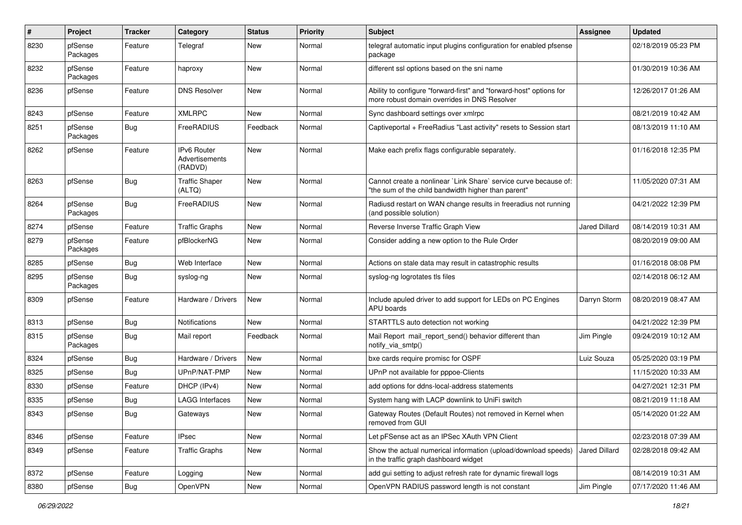| # | Project | Tracker | Category | Status | Priority | Subject | Assignee | Updated |
|---|---|---|---|---|---|---|---|---|
| 8230 | pfSense Packages | Feature | Telegraf | New | Normal | telegraf automatic input plugins configuration for enabled pfsense package | | 02/18/2019 05:23 PM |
| 8232 | pfSense Packages | Feature | haproxy | New | Normal | different ssl options based on the sni name | | 01/30/2019 10:36 AM |
| 8236 | pfSense | Feature | DNS Resolver | New | Normal | Ability to configure "forward-first" and "forward-host" options for more robust domain overrides in DNS Resolver | | 12/26/2017 01:26 AM |
| 8243 | pfSense | Feature | XMLRPC | New | Normal | Sync dashboard settings over xmlrpc | | 08/21/2019 10:42 AM |
| 8251 | pfSense Packages | Bug | FreeRADIUS | Feedback | Normal | Captiveportal + FreeRadius "Last activity" resets to Session start | | 08/13/2019 11:10 AM |
| 8262 | pfSense | Feature | IPv6 Router Advertisements (RADVD) | New | Normal | Make each prefix flags configurable separately. | | 01/16/2018 12:35 PM |
| 8263 | pfSense | Bug | Traffic Shaper (ALTQ) | New | Normal | Cannot create a nonlinear `Link Share` service curve because of: "the sum of the child bandwidth higher than parent" | | 11/05/2020 07:31 AM |
| 8264 | pfSense Packages | Bug | FreeRADIUS | New | Normal | Radiusd restart on WAN change results in freeradius not running (and possible solution) | | 04/21/2022 12:39 PM |
| 8274 | pfSense | Feature | Traffic Graphs | New | Normal | Reverse Inverse Traffic Graph View | Jared Dillard | 08/14/2019 10:31 AM |
| 8279 | pfSense Packages | Feature | pfBlockerNG | New | Normal | Consider adding a new option to the Rule Order | | 08/20/2019 09:00 AM |
| 8285 | pfSense | Bug | Web Interface | New | Normal | Actions on stale data may result in catastrophic results | | 01/16/2018 08:08 PM |
| 8295 | pfSense Packages | Bug | syslog-ng | New | Normal | syslog-ng logrotates tls files | | 02/14/2018 06:12 AM |
| 8309 | pfSense | Feature | Hardware / Drivers | New | Normal | Include apuled driver to add support for LEDs on PC Engines APU boards | Darryn Storm | 08/20/2019 08:47 AM |
| 8313 | pfSense | Bug | Notifications | New | Normal | STARTTLS auto detection not working | | 04/21/2022 12:39 PM |
| 8315 | pfSense Packages | Bug | Mail report | Feedback | Normal | Mail Report mail_report_send() behavior different than notify_via_smtp() | Jim Pingle | 09/24/2019 10:12 AM |
| 8324 | pfSense | Bug | Hardware / Drivers | New | Normal | bxe cards require promisc for OSPF | Luiz Souza | 05/25/2020 03:19 PM |
| 8325 | pfSense | Bug | UPnP/NAT-PMP | New | Normal | UPnP not available for pppoe-Clients | | 11/15/2020 10:33 AM |
| 8330 | pfSense | Feature | DHCP (IPv4) | New | Normal | add options for ddns-local-address statements | | 04/27/2021 12:31 PM |
| 8335 | pfSense | Bug | LAGG Interfaces | New | Normal | System hang with LACP downlink to UniFi switch | | 08/21/2019 11:18 AM |
| 8343 | pfSense | Bug | Gateways | New | Normal | Gateway Routes (Default Routes) not removed in Kernel when removed from GUI | | 05/14/2020 01:22 AM |
| 8346 | pfSense | Feature | IPsec | New | Normal | Let pFSense act as an IPSec XAuth VPN Client | | 02/23/2018 07:39 AM |
| 8349 | pfSense | Feature | Traffic Graphs | New | Normal | Show the actual numerical information (upload/download speeds) in the traffic graph dashboard widget | Jared Dillard | 02/28/2018 09:42 AM |
| 8372 | pfSense | Feature | Logging | New | Normal | add gui setting to adjust refresh rate for dynamic firewall logs | | 08/14/2019 10:31 AM |
| 8380 | pfSense | Bug | OpenVPN | New | Normal | OpenVPN RADIUS password length is not constant | Jim Pingle | 07/17/2020 11:46 AM |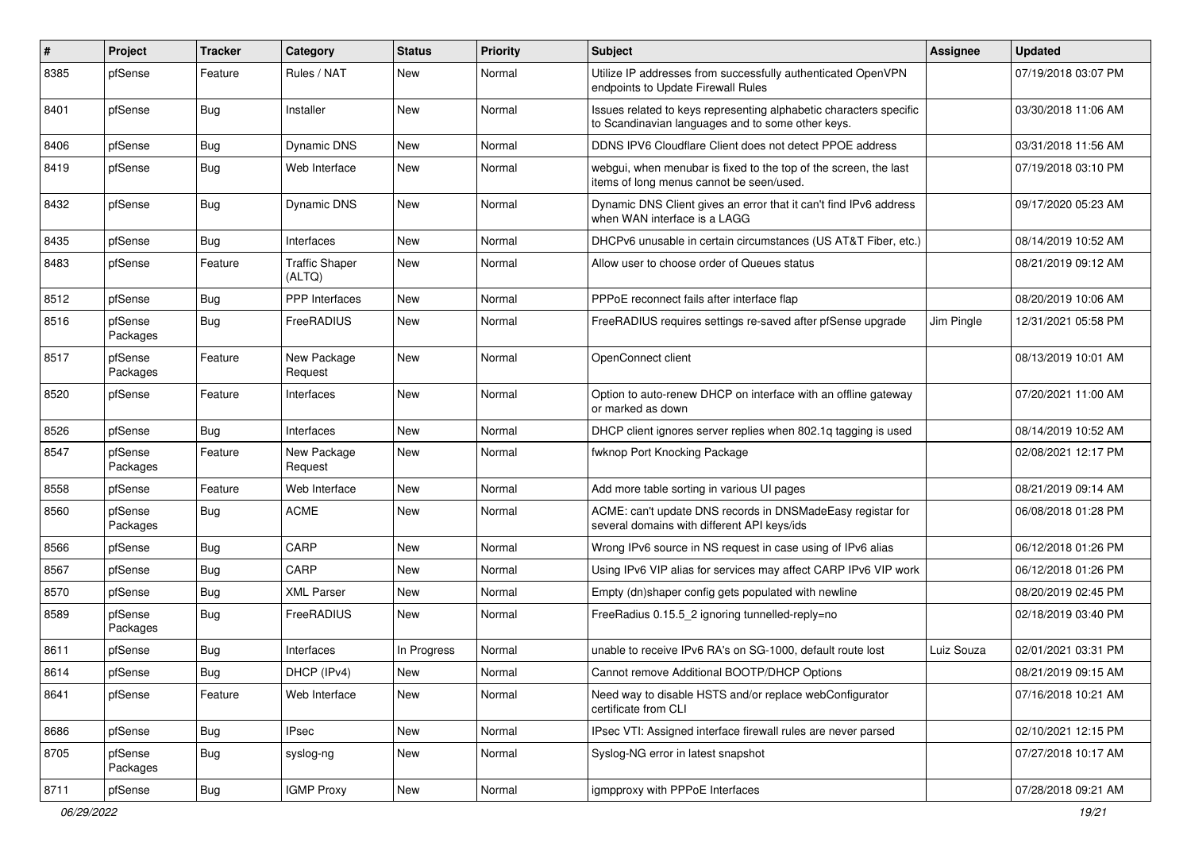| # | Project | Tracker | Category | Status | Priority | Subject | Assignee | Updated |
|---|---|---|---|---|---|---|---|---|
| 8385 | pfSense | Feature | Rules / NAT | New | Normal | Utilize IP addresses from successfully authenticated OpenVPN endpoints to Update Firewall Rules | | 07/19/2018 03:07 PM |
| 8401 | pfSense | Bug | Installer | New | Normal | Issues related to keys representing alphabetic characters specific to Scandinavian languages and to some other keys. | | 03/30/2018 11:06 AM |
| 8406 | pfSense | Bug | Dynamic DNS | New | Normal | DDNS IPV6 Cloudflare Client does not detect PPOE address | | 03/31/2018 11:56 AM |
| 8419 | pfSense | Bug | Web Interface | New | Normal | webgui, when menubar is fixed to the top of the screen, the last items of long menus cannot be seen/used. | | 07/19/2018 03:10 PM |
| 8432 | pfSense | Bug | Dynamic DNS | New | Normal | Dynamic DNS Client gives an error that it can't find IPv6 address when WAN interface is a LAGG | | 09/17/2020 05:23 AM |
| 8435 | pfSense | Bug | Interfaces | New | Normal | DHCPv6 unusable in certain circumstances (US AT&T Fiber, etc.) | | 08/14/2019 10:52 AM |
| 8483 | pfSense | Feature | Traffic Shaper (ALTQ) | New | Normal | Allow user to choose order of Queues status | | 08/21/2019 09:12 AM |
| 8512 | pfSense | Bug | PPP Interfaces | New | Normal | PPPoE reconnect fails after interface flap | | 08/20/2019 10:06 AM |
| 8516 | pfSense Packages | Bug | FreeRADIUS | New | Normal | FreeRADIUS requires settings re-saved after pfSense upgrade | Jim Pingle | 12/31/2021 05:58 PM |
| 8517 | pfSense Packages | Feature | New Package Request | New | Normal | OpenConnect client | | 08/13/2019 10:01 AM |
| 8520 | pfSense | Feature | Interfaces | New | Normal | Option to auto-renew DHCP on interface with an offline gateway or marked as down | | 07/20/2021 11:00 AM |
| 8526 | pfSense | Bug | Interfaces | New | Normal | DHCP client ignores server replies when 802.1q tagging is used | | 08/14/2019 10:52 AM |
| 8547 | pfSense Packages | Feature | New Package Request | New | Normal | fwknop Port Knocking Package | | 02/08/2021 12:17 PM |
| 8558 | pfSense | Feature | Web Interface | New | Normal | Add more table sorting in various UI pages | | 08/21/2019 09:14 AM |
| 8560 | pfSense Packages | Bug | ACME | New | Normal | ACME: can't update DNS records in DNSMadeEasy registar for several domains with different API keys/ids | | 06/08/2018 01:28 PM |
| 8566 | pfSense | Bug | CARP | New | Normal | Wrong IPv6 source in NS request in case using of IPv6 alias | | 06/12/2018 01:26 PM |
| 8567 | pfSense | Bug | CARP | New | Normal | Using IPv6 VIP alias for services may affect CARP IPv6 VIP work | | 06/12/2018 01:26 PM |
| 8570 | pfSense | Bug | XML Parser | New | Normal | Empty (dn)shaper config gets populated with newline | | 08/20/2019 02:45 PM |
| 8589 | pfSense Packages | Bug | FreeRADIUS | New | Normal | FreeRadius 0.15.5_2 ignoring tunnelled-reply=no | | 02/18/2019 03:40 PM |
| 8611 | pfSense | Bug | Interfaces | In Progress | Normal | unable to receive IPv6 RA's on SG-1000, default route lost | Luiz Souza | 02/01/2021 03:31 PM |
| 8614 | pfSense | Bug | DHCP (IPv4) | New | Normal | Cannot remove Additional BOOTP/DHCP Options | | 08/21/2019 09:15 AM |
| 8641 | pfSense | Feature | Web Interface | New | Normal | Need way to disable HSTS and/or replace webConfigurator certificate from CLI | | 07/16/2018 10:21 AM |
| 8686 | pfSense | Bug | IPsec | New | Normal | IPsec VTI: Assigned interface firewall rules are never parsed | | 02/10/2021 12:15 PM |
| 8705 | pfSense Packages | Bug | syslog-ng | New | Normal | Syslog-NG error in latest snapshot | | 07/27/2018 10:17 AM |
| 8711 | pfSense | Bug | IGMP Proxy | New | Normal | igmpproxy with PPPoE Interfaces | | 07/28/2018 09:21 AM |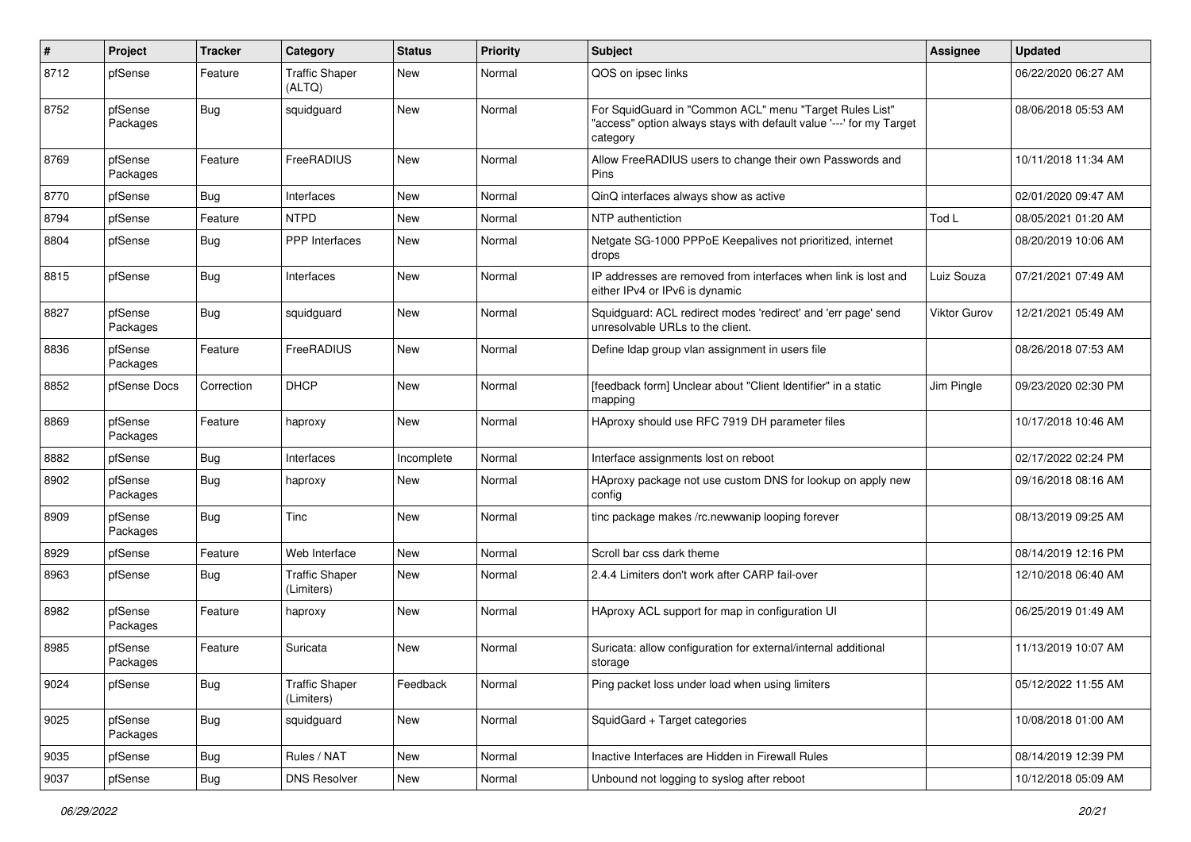| # | Project | Tracker | Category | Status | Priority | Subject | Assignee | Updated |
| --- | --- | --- | --- | --- | --- | --- | --- | --- |
| 8712 | pfSense | Feature | Traffic Shaper (ALTQ) | New | Normal | QOS on ipsec links | | 06/22/2020 06:27 AM |
| 8752 | pfSense Packages | Bug | squidguard | New | Normal | For SquidGuard in "Common ACL" menu "Target Rules List" "access" option always stays with default value '---' for my Target category | | 08/06/2018 05:53 AM |
| 8769 | pfSense Packages | Feature | FreeRADIUS | New | Normal | Allow FreeRADIUS users to change their own Passwords and Pins | | 10/11/2018 11:34 AM |
| 8770 | pfSense | Bug | Interfaces | New | Normal | QinQ interfaces always show as active | | 02/01/2020 09:47 AM |
| 8794 | pfSense | Feature | NTPD | New | Normal | NTP authentiction | Tod L | 08/05/2021 01:20 AM |
| 8804 | pfSense | Bug | PPP Interfaces | New | Normal | Netgate SG-1000 PPPoE Keepalives not prioritized, internet drops | | 08/20/2019 10:06 AM |
| 8815 | pfSense | Bug | Interfaces | New | Normal | IP addresses are removed from interfaces when link is lost and either IPv4 or IPv6 is dynamic | Luiz Souza | 07/21/2021 07:49 AM |
| 8827 | pfSense Packages | Bug | squidguard | New | Normal | Squidguard: ACL redirect modes 'redirect' and 'err page' send unresolvable URLs to the client. | Viktor Gurov | 12/21/2021 05:49 AM |
| 8836 | pfSense Packages | Feature | FreeRADIUS | New | Normal | Define ldap group vlan assignment in users file | | 08/26/2018 07:53 AM |
| 8852 | pfSense Docs | Correction | DHCP | New | Normal | [feedback form] Unclear about "Client Identifier" in a static mapping | Jim Pingle | 09/23/2020 02:30 PM |
| 8869 | pfSense Packages | Feature | haproxy | New | Normal | HAproxy should use RFC 7919 DH parameter files | | 10/17/2018 10:46 AM |
| 8882 | pfSense | Bug | Interfaces | Incomplete | Normal | Interface assignments lost on reboot | | 02/17/2022 02:24 PM |
| 8902 | pfSense Packages | Bug | haproxy | New | Normal | HAproxy package not use custom DNS for lookup on apply new config | | 09/16/2018 08:16 AM |
| 8909 | pfSense Packages | Bug | Tinc | New | Normal | tinc package makes /rc.newwanip looping forever | | 08/13/2019 09:25 AM |
| 8929 | pfSense | Feature | Web Interface | New | Normal | Scroll bar css dark theme | | 08/14/2019 12:16 PM |
| 8963 | pfSense | Bug | Traffic Shaper (Limiters) | New | Normal | 2.4.4 Limiters don't work after CARP fail-over | | 12/10/2018 06:40 AM |
| 8982 | pfSense Packages | Feature | haproxy | New | Normal | HAproxy ACL support for map in configuration UI | | 06/25/2019 01:49 AM |
| 8985 | pfSense Packages | Feature | Suricata | New | Normal | Suricata: allow configuration for external/internal additional storage | | 11/13/2019 10:07 AM |
| 9024 | pfSense | Bug | Traffic Shaper (Limiters) | Feedback | Normal | Ping packet loss under load when using limiters | | 05/12/2022 11:55 AM |
| 9025 | pfSense Packages | Bug | squidguard | New | Normal | SquidGard + Target categories | | 10/08/2018 01:00 AM |
| 9035 | pfSense | Bug | Rules / NAT | New | Normal | Inactive Interfaces are Hidden in Firewall Rules | | 08/14/2019 12:39 PM |
| 9037 | pfSense | Bug | DNS Resolver | New | Normal | Unbound not logging to syslog after reboot | | 10/12/2018 05:09 AM |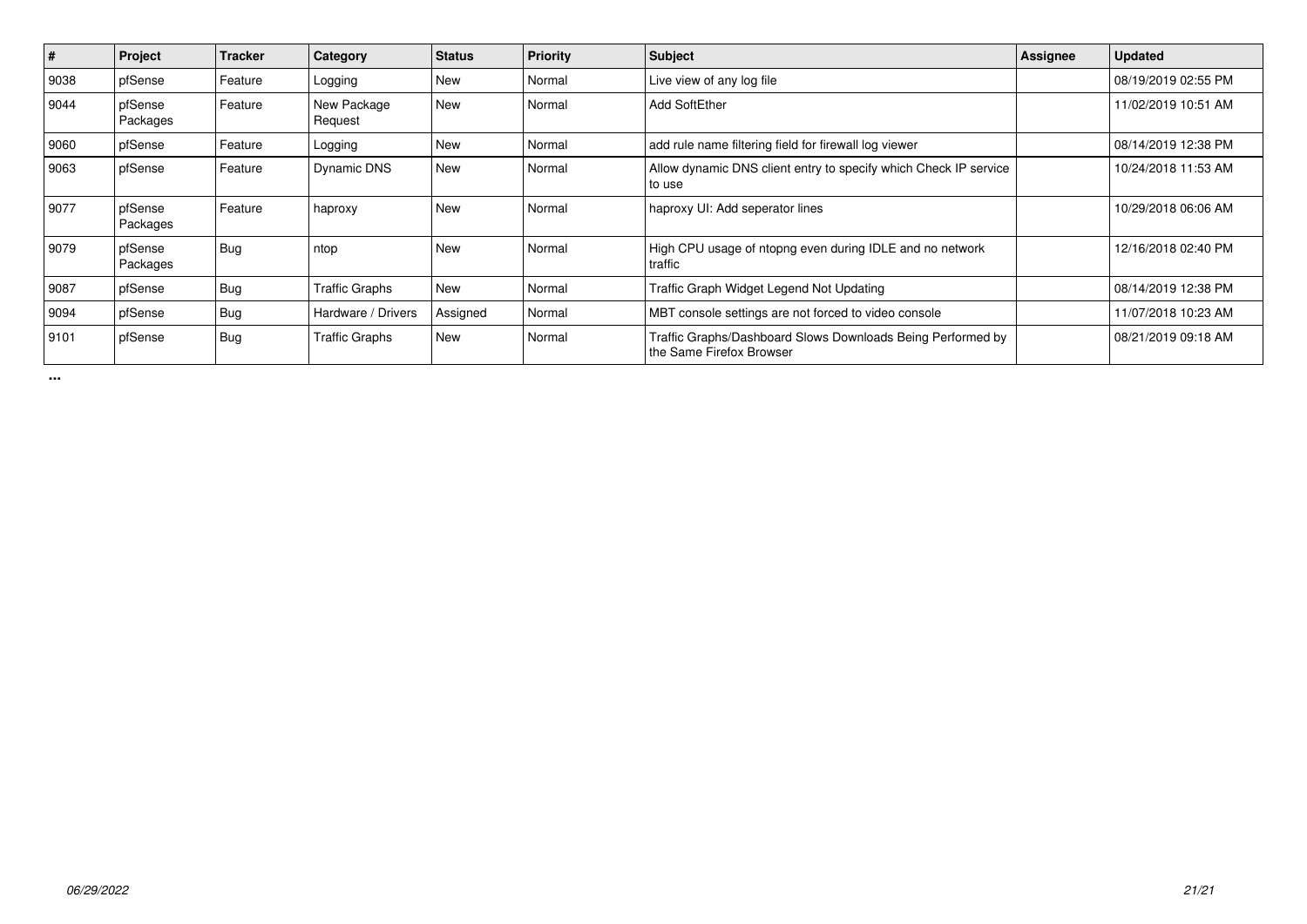| # | Project | Tracker | Category | Status | Priority | Subject | Assignee | Updated |
|---|---|---|---|---|---|---|---|---|
| 9038 | pfSense | Feature | Logging | New | Normal | Live view of any log file | | 08/19/2019 02:55 PM |
| 9044 | pfSense Packages | Feature | New Package Request | New | Normal | Add SoftEther | | 11/02/2019 10:51 AM |
| 9060 | pfSense | Feature | Logging | New | Normal | add rule name filtering field for firewall log viewer | | 08/14/2019 12:38 PM |
| 9063 | pfSense | Feature | Dynamic DNS | New | Normal | Allow dynamic DNS client entry to specify which Check IP service to use | | 10/24/2018 11:53 AM |
| 9077 | pfSense Packages | Feature | haproxy | New | Normal | haproxy UI: Add seperator lines | | 10/29/2018 06:06 AM |
| 9079 | pfSense Packages | Bug | ntop | New | Normal | High CPU usage of ntopng even during IDLE and no network traffic | | 12/16/2018 02:40 PM |
| 9087 | pfSense | Bug | Traffic Graphs | New | Normal | Traffic Graph Widget Legend Not Updating | | 08/14/2019 12:38 PM |
| 9094 | pfSense | Bug | Hardware / Drivers | Assigned | Normal | MBT console settings are not forced to video console | | 11/07/2018 10:23 AM |
| 9101 | pfSense | Bug | Traffic Graphs | New | Normal | Traffic Graphs/Dashboard Slows Downloads Being Performed by the Same Firefox Browser | | 08/21/2019 09:18 AM |

...